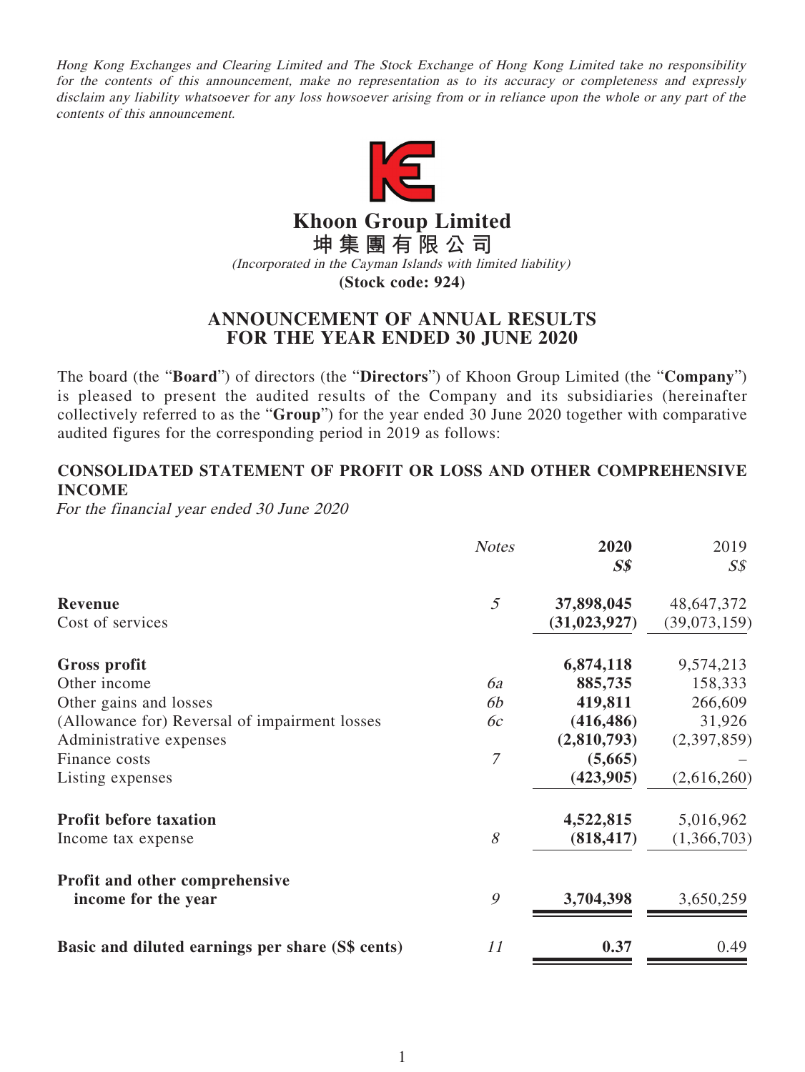*Hong Kong Exchanges and Clearing Limited and The Stock Exchange of Hong Kong Limited take no responsibility for the contents of this announcement, make no representation as to its accuracy or completeness and expressly disclaim any liability whatsoever for any loss howsoever arising from or in reliance upon the whole or any part of the contents of this announcement.*

# Khoon Group Limited
# 坤集團有限公司

*(Incorporated in the Cayman Islands with limited liability)*

**(Stock code: 924)**

## ANNOUNCEMENT OF ANNUAL RESULTS FOR THE YEAR ENDED 30 JUNE 2020

The board (the "**Board**") of directors (the "**Directors**") of Khoon Group Limited (the "**Company**") is pleased to present the audited results of the Company and its subsidiaries (hereinafter collectively referred to as the "**Group**") for the year ended 30 June 2020 together with comparative audited figures for the corresponding period in 2019 as follows:

### CONSOLIDATED STATEMENT OF PROFIT OR LOSS AND OTHER COMPREHENSIVE INCOME

*For the financial year ended 30 June 2020*

| | *Notes* | **2020** | 2019 |
|---|---|---|---|
| | | ***S$*** | *S$* |
| **Revenue** | *5* | **37,898,045** | 48,647,372 |
| Cost of services | | **(31,023,927)** | (39,073,159) |
| **Gross profit** | | **6,874,118** | 9,574,213 |
| Other income | *6a* | **885,735** | 158,333 |
| Other gains and losses | *6b* | **419,811** | 266,609 |
| (Allowance for) Reversal of impairment losses | *6c* | **(416,486)** | 31,926 |
| Administrative expenses | | **(2,810,793)** | (2,397,859) |
| Finance costs | *7* | **(5,665)** | – |
| Listing expenses | | **(423,905)** | (2,616,260) |
| **Profit before taxation** | | **4,522,815** | 5,016,962 |
| Income tax expense | *8* | **(818,417)** | (1,366,703) |
| **Profit and other comprehensive income for the year** | *9* | **3,704,398** | 3,650,259 |
| **Basic and diluted earnings per share (S$ cents)** | *11* | **0.37** | 0.49 |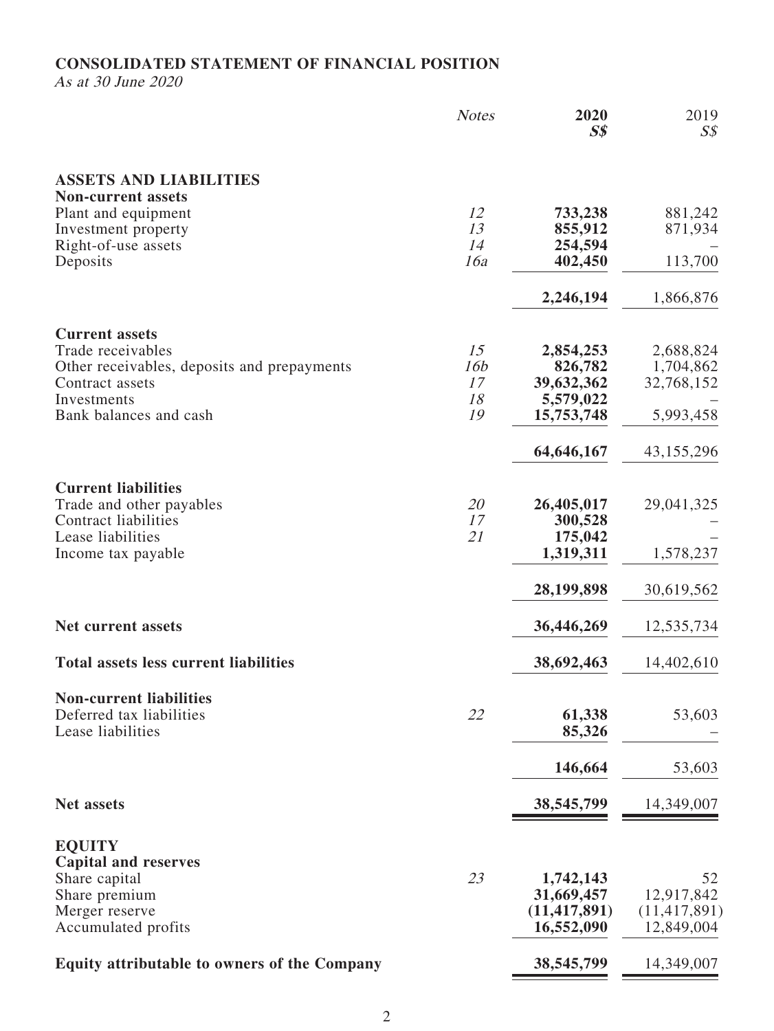# CONSOLIDATED STATEMENT OF FINANCIAL POSITION

*As at 30 June 2020*

| | *Notes* | **2020** **S$** | 2019 S$ |
|---|---|---|---|
| **ASSETS AND LIABILITIES** | | | |
| **Non-current assets** | | | |
| Plant and equipment | *12* | **733,238** | 881,242 |
| Investment property | *13* | **855,912** | 871,934 |
| Right-of-use assets | *14* | **254,594** | – |
| Deposits | *16a* | **402,450** | 113,700 |
| | | **2,246,194** | 1,866,876 |
| **Current assets** | | | |
| Trade receivables | *15* | **2,854,253** | 2,688,824 |
| Other receivables, deposits and prepayments | *16b* | **826,782** | 1,704,862 |
| Contract assets | *17* | **39,632,362** | 32,768,152 |
| Investments | *18* | **5,579,022** | – |
| Bank balances and cash | *19* | **15,753,748** | 5,993,458 |
| | | **64,646,167** | 43,155,296 |
| **Current liabilities** | | | |
| Trade and other payables | *20* | **26,405,017** | 29,041,325 |
| Contract liabilities | *17* | **300,528** | – |
| Lease liabilities | *21* | **175,042** | – |
| Income tax payable | | **1,319,311** | 1,578,237 |
| | | **28,199,898** | 30,619,562 |
| **Net current assets** | | **36,446,269** | 12,535,734 |
| **Total assets less current liabilities** | | **38,692,463** | 14,402,610 |
| **Non-current liabilities** | | | |
| Deferred tax liabilities | *22* | **61,338** | 53,603 |
| Lease liabilities | | **85,326** | – |
| | | **146,664** | 53,603 |
| **Net assets** | | **38,545,799** | 14,349,007 |
| **EQUITY** | | | |
| **Capital and reserves** | | | |
| Share capital | *23* | **1,742,143** | 52 |
| Share premium | | **31,669,457** | 12,917,842 |
| Merger reserve | | **(11,417,891)** | (11,417,891) |
| Accumulated profits | | **16,552,090** | 12,849,004 |
| **Equity attributable to owners of the Company** | | **38,545,799** | 14,349,007 |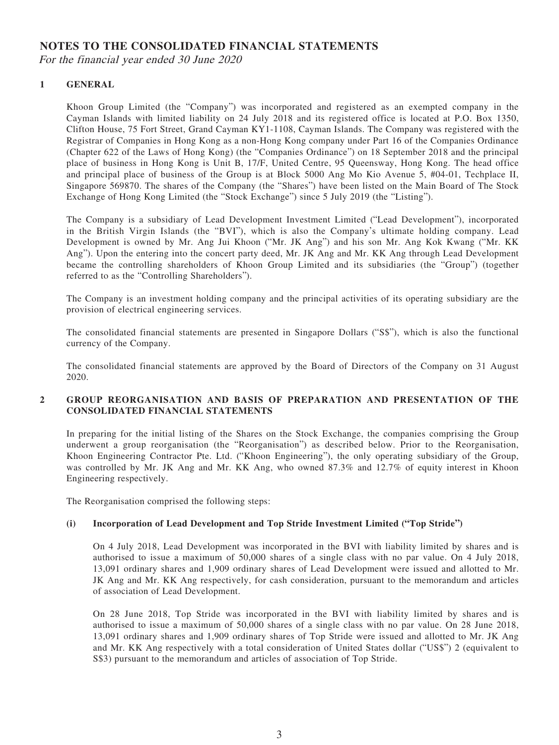# NOTES TO THE CONSOLIDATED FINANCIAL STATEMENTS

*For the financial year ended 30 June 2020*

## 1 GENERAL

Khoon Group Limited (the "Company") was incorporated and registered as an exempted company in the Cayman Islands with limited liability on 24 July 2018 and its registered office is located at P.O. Box 1350, Clifton House, 75 Fort Street, Grand Cayman KY1-1108, Cayman Islands. The Company was registered with the Registrar of Companies in Hong Kong as a non-Hong Kong company under Part 16 of the Companies Ordinance (Chapter 622 of the Laws of Hong Kong) (the "Companies Ordinance") on 18 September 2018 and the principal place of business in Hong Kong is Unit B, 17/F, United Centre, 95 Queensway, Hong Kong. The head office and principal place of business of the Group is at Block 5000 Ang Mo Kio Avenue 5, #04-01, Techplace II, Singapore 569870. The shares of the Company (the "Shares") have been listed on the Main Board of The Stock Exchange of Hong Kong Limited (the "Stock Exchange") since 5 July 2019 (the "Listing").

The Company is a subsidiary of Lead Development Investment Limited ("Lead Development"), incorporated in the British Virgin Islands (the "BVI"), which is also the Company's ultimate holding company. Lead Development is owned by Mr. Ang Jui Khoon ("Mr. JK Ang") and his son Mr. Ang Kok Kwang ("Mr. KK Ang"). Upon the entering into the concert party deed, Mr. JK Ang and Mr. KK Ang through Lead Development became the controlling shareholders of Khoon Group Limited and its subsidiaries (the "Group") (together referred to as the "Controlling Shareholders").

The Company is an investment holding company and the principal activities of its operating subsidiary are the provision of electrical engineering services.

The consolidated financial statements are presented in Singapore Dollars ("S$"), which is also the functional currency of the Company.

The consolidated financial statements are approved by the Board of Directors of the Company on 31 August 2020.

## 2 GROUP REORGANISATION AND BASIS OF PREPARATION AND PRESENTATION OF THE CONSOLIDATED FINANCIAL STATEMENTS

In preparing for the initial listing of the Shares on the Stock Exchange, the companies comprising the Group underwent a group reorganisation (the "Reorganisation") as described below. Prior to the Reorganisation, Khoon Engineering Contractor Pte. Ltd. ("Khoon Engineering"), the only operating subsidiary of the Group, was controlled by Mr. JK Ang and Mr. KK Ang, who owned 87.3% and 12.7% of equity interest in Khoon Engineering respectively.

The Reorganisation comprised the following steps:

### (i) Incorporation of Lead Development and Top Stride Investment Limited ("Top Stride")

On 4 July 2018, Lead Development was incorporated in the BVI with liability limited by shares and is authorised to issue a maximum of 50,000 shares of a single class with no par value. On 4 July 2018, 13,091 ordinary shares and 1,909 ordinary shares of Lead Development were issued and allotted to Mr. JK Ang and Mr. KK Ang respectively, for cash consideration, pursuant to the memorandum and articles of association of Lead Development.

On 28 June 2018, Top Stride was incorporated in the BVI with liability limited by shares and is authorised to issue a maximum of 50,000 shares of a single class with no par value. On 28 June 2018, 13,091 ordinary shares and 1,909 ordinary shares of Top Stride were issued and allotted to Mr. JK Ang and Mr. KK Ang respectively with a total consideration of United States dollar ("US$") 2 (equivalent to S$3) pursuant to the memorandum and articles of association of Top Stride.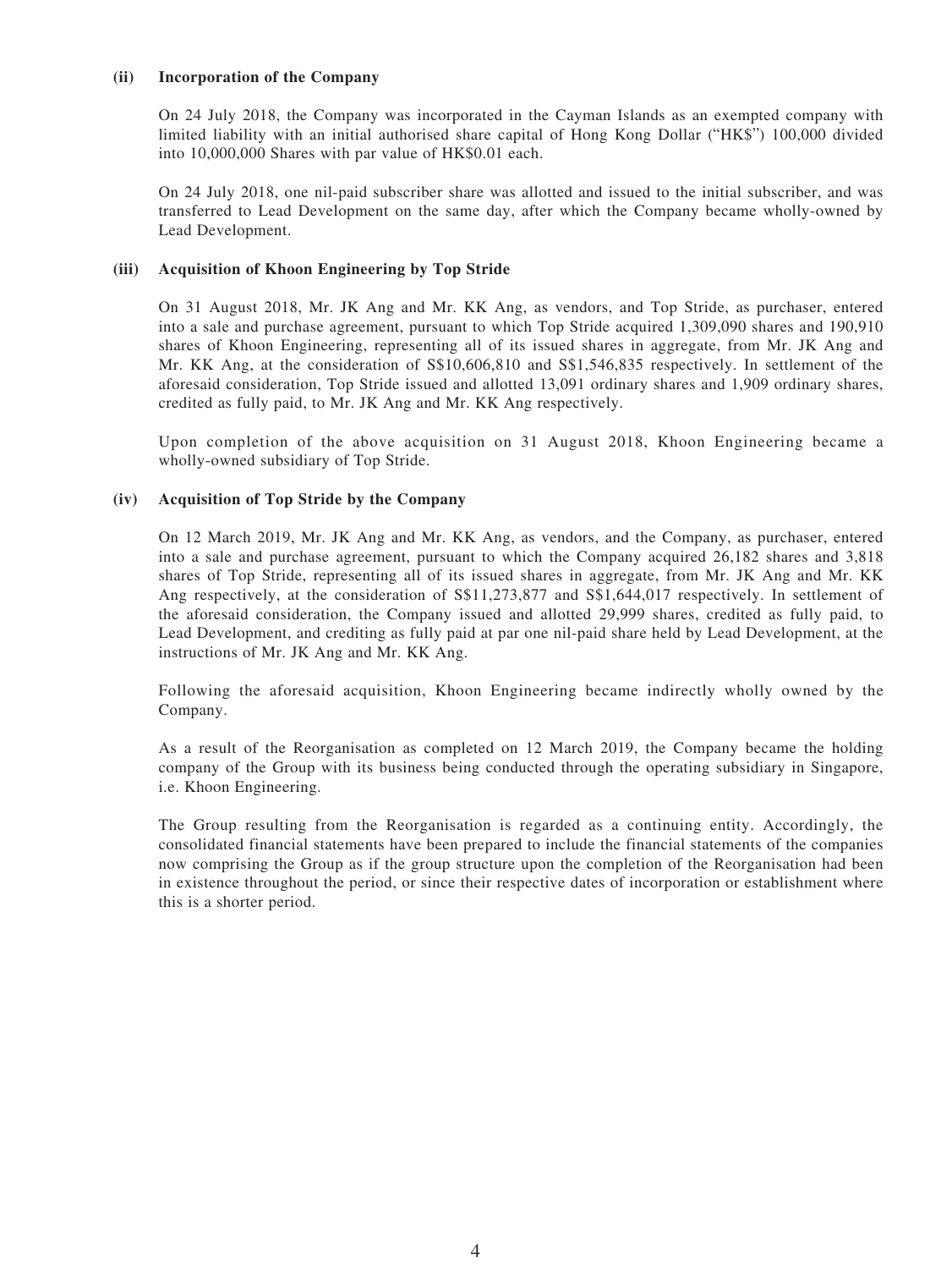**(ii) Incorporation of the Company**

On 24 July 2018, the Company was incorporated in the Cayman Islands as an exempted company with limited liability with an initial authorised share capital of Hong Kong Dollar ("HK$") 100,000 divided into 10,000,000 Shares with par value of HK$0.01 each.

On 24 July 2018, one nil-paid subscriber share was allotted and issued to the initial subscriber, and was transferred to Lead Development on the same day, after which the Company became wholly-owned by Lead Development.

**(iii) Acquisition of Khoon Engineering by Top Stride**

On 31 August 2018, Mr. JK Ang and Mr. KK Ang, as vendors, and Top Stride, as purchaser, entered into a sale and purchase agreement, pursuant to which Top Stride acquired 1,309,090 shares and 190,910 shares of Khoon Engineering, representing all of its issued shares in aggregate, from Mr. JK Ang and Mr. KK Ang, at the consideration of S$10,606,810 and S$1,546,835 respectively. In settlement of the aforesaid consideration, Top Stride issued and allotted 13,091 ordinary shares and 1,909 ordinary shares, credited as fully paid, to Mr. JK Ang and Mr. KK Ang respectively.

Upon completion of the above acquisition on 31 August 2018, Khoon Engineering became a wholly-owned subsidiary of Top Stride.

**(iv) Acquisition of Top Stride by the Company**

On 12 March 2019, Mr. JK Ang and Mr. KK Ang, as vendors, and the Company, as purchaser, entered into a sale and purchase agreement, pursuant to which the Company acquired 26,182 shares and 3,818 shares of Top Stride, representing all of its issued shares in aggregate, from Mr. JK Ang and Mr. KK Ang respectively, at the consideration of S$11,273,877 and S$1,644,017 respectively. In settlement of the aforesaid consideration, the Company issued and allotted 29,999 shares, credited as fully paid, to Lead Development, and crediting as fully paid at par one nil-paid share held by Lead Development, at the instructions of Mr. JK Ang and Mr. KK Ang.

Following the aforesaid acquisition, Khoon Engineering became indirectly wholly owned by the Company.

As a result of the Reorganisation as completed on 12 March 2019, the Company became the holding company of the Group with its business being conducted through the operating subsidiary in Singapore, i.e. Khoon Engineering.

The Group resulting from the Reorganisation is regarded as a continuing entity. Accordingly, the consolidated financial statements have been prepared to include the financial statements of the companies now comprising the Group as if the group structure upon the completion of the Reorganisation had been in existence throughout the period, or since their respective dates of incorporation or establishment where this is a shorter period.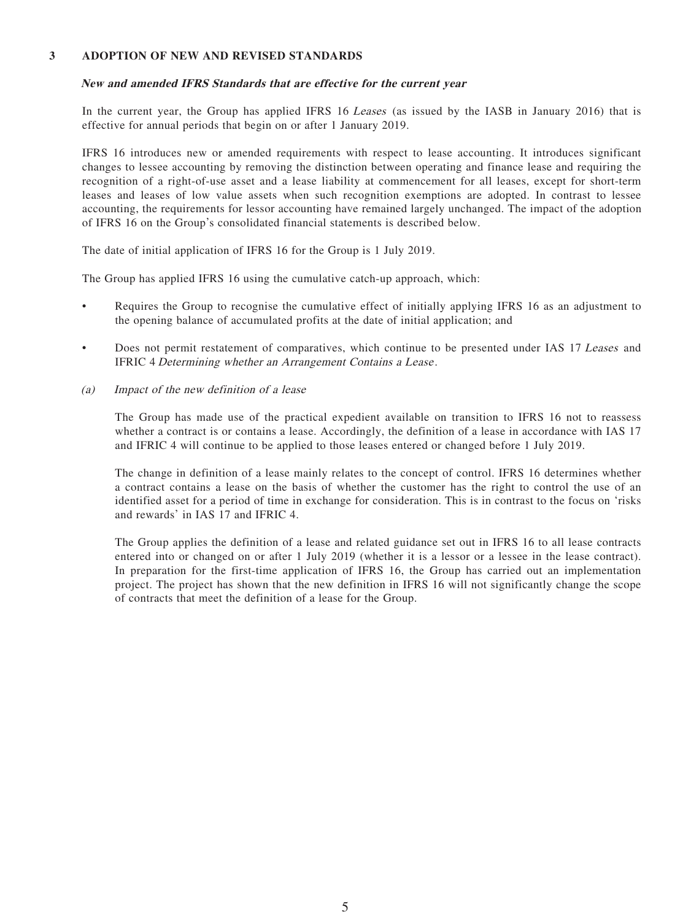## 3 ADOPTION OF NEW AND REVISED STANDARDS

***New and amended IFRS Standards that are effective for the current year***

In the current year, the Group has applied IFRS 16 *Leases* (as issued by the IASB in January 2016) that is effective for annual periods that begin on or after 1 January 2019.

IFRS 16 introduces new or amended requirements with respect to lease accounting. It introduces significant changes to lessee accounting by removing the distinction between operating and finance lease and requiring the recognition of a right-of-use asset and a lease liability at commencement for all leases, except for short-term leases and leases of low value assets when such recognition exemptions are adopted. In contrast to lessee accounting, the requirements for lessor accounting have remained largely unchanged. The impact of the adoption of IFRS 16 on the Group's consolidated financial statements is described below.

The date of initial application of IFRS 16 for the Group is 1 July 2019.

The Group has applied IFRS 16 using the cumulative catch-up approach, which:

- Requires the Group to recognise the cumulative effect of initially applying IFRS 16 as an adjustment to the opening balance of accumulated profits at the date of initial application; and
- Does not permit restatement of comparatives, which continue to be presented under IAS 17 *Leases* and IFRIC 4 *Determining whether an Arrangement Contains a Lease*.

*(a) Impact of the new definition of a lease*

The Group has made use of the practical expedient available on transition to IFRS 16 not to reassess whether a contract is or contains a lease. Accordingly, the definition of a lease in accordance with IAS 17 and IFRIC 4 will continue to be applied to those leases entered or changed before 1 July 2019.

The change in definition of a lease mainly relates to the concept of control. IFRS 16 determines whether a contract contains a lease on the basis of whether the customer has the right to control the use of an identified asset for a period of time in exchange for consideration. This is in contrast to the focus on 'risks and rewards' in IAS 17 and IFRIC 4.

The Group applies the definition of a lease and related guidance set out in IFRS 16 to all lease contracts entered into or changed on or after 1 July 2019 (whether it is a lessor or a lessee in the lease contract). In preparation for the first-time application of IFRS 16, the Group has carried out an implementation project. The project has shown that the new definition in IFRS 16 will not significantly change the scope of contracts that meet the definition of a lease for the Group.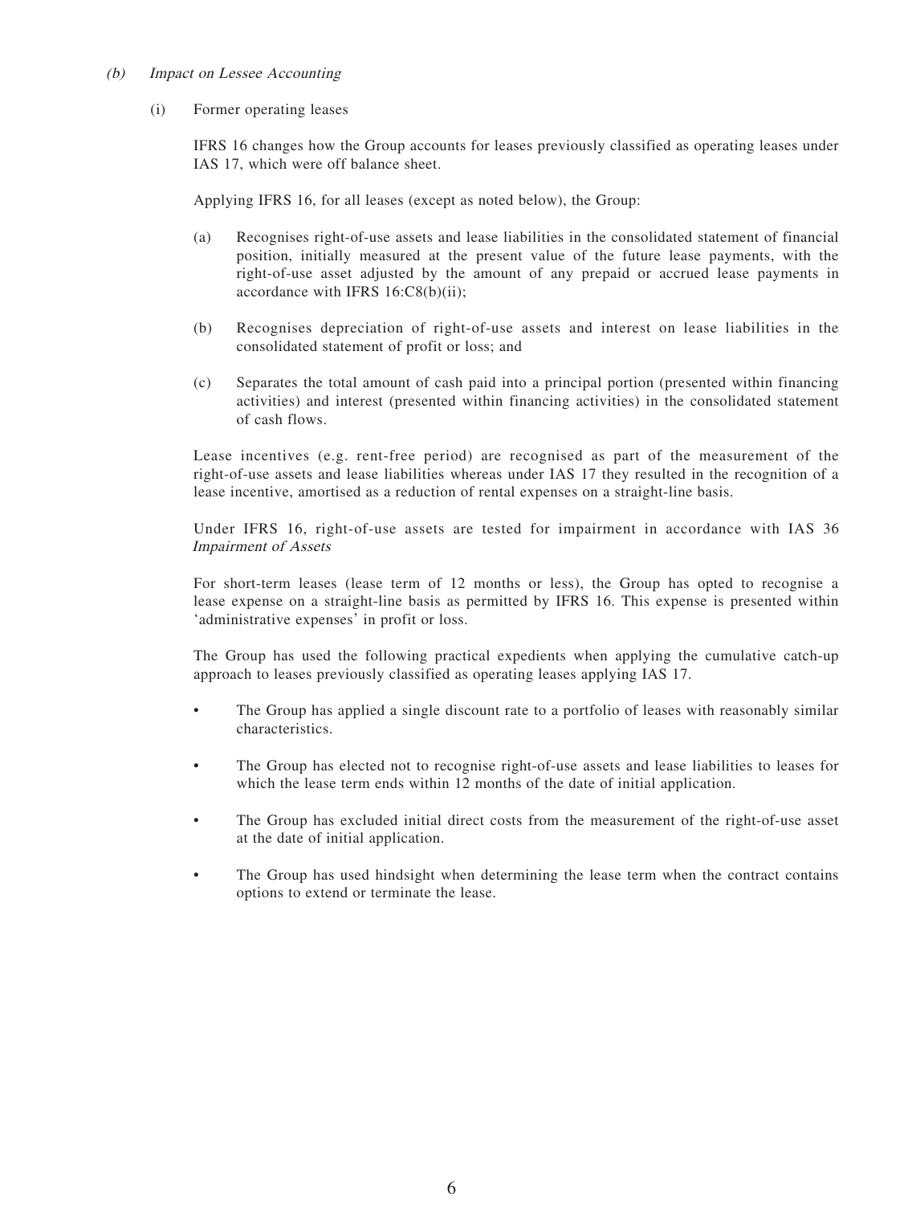*(b) Impact on Lessee Accounting*

(i) Former operating leases

IFRS 16 changes how the Group accounts for leases previously classified as operating leases under IAS 17, which were off balance sheet.

Applying IFRS 16, for all leases (except as noted below), the Group:

(a) Recognises right-of-use assets and lease liabilities in the consolidated statement of financial position, initially measured at the present value of the future lease payments, with the right-of-use asset adjusted by the amount of any prepaid or accrued lease payments in accordance with IFRS 16:C8(b)(ii);

(b) Recognises depreciation of right-of-use assets and interest on lease liabilities in the consolidated statement of profit or loss; and

(c) Separates the total amount of cash paid into a principal portion (presented within financing activities) and interest (presented within financing activities) in the consolidated statement of cash flows.

Lease incentives (e.g. rent-free period) are recognised as part of the measurement of the right-of-use assets and lease liabilities whereas under IAS 17 they resulted in the recognition of a lease incentive, amortised as a reduction of rental expenses on a straight-line basis.

Under IFRS 16, right-of-use assets are tested for impairment in accordance with IAS 36 *Impairment of Assets*

For short-term leases (lease term of 12 months or less), the Group has opted to recognise a lease expense on a straight-line basis as permitted by IFRS 16. This expense is presented within 'administrative expenses' in profit or loss.

The Group has used the following practical expedients when applying the cumulative catch-up approach to leases previously classified as operating leases applying IAS 17.

- The Group has applied a single discount rate to a portfolio of leases with reasonably similar characteristics.
- The Group has elected not to recognise right-of-use assets and lease liabilities to leases for which the lease term ends within 12 months of the date of initial application.
- The Group has excluded initial direct costs from the measurement of the right-of-use asset at the date of initial application.
- The Group has used hindsight when determining the lease term when the contract contains options to extend or terminate the lease.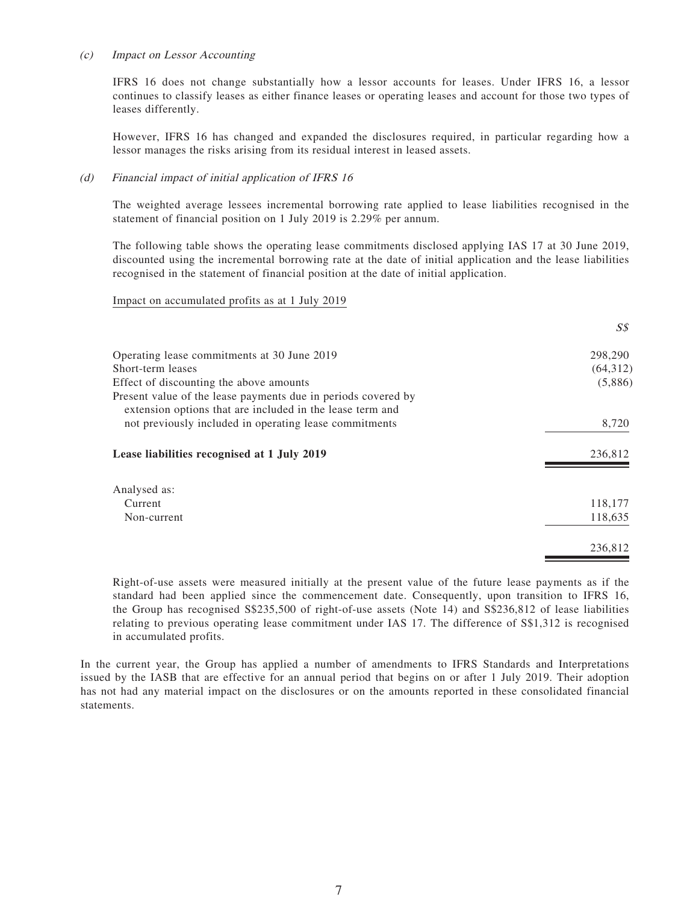*(c) Impact on Lessor Accounting*

IFRS 16 does not change substantially how a lessor accounts for leases. Under IFRS 16, a lessor continues to classify leases as either finance leases or operating leases and account for those two types of leases differently.

However, IFRS 16 has changed and expanded the disclosures required, in particular regarding how a lessor manages the risks arising from its residual interest in leased assets.

*(d) Financial impact of initial application of IFRS 16*

The weighted average lessees incremental borrowing rate applied to lease liabilities recognised in the statement of financial position on 1 July 2019 is 2.29% per annum.

The following table shows the operating lease commitments disclosed applying IAS 17 at 30 June 2019, discounted using the incremental borrowing rate at the date of initial application and the lease liabilities recognised in the statement of financial position at the date of initial application.

Impact on accumulated profits as at 1 July 2019

| | *S$* |
|---|---:|
| Operating lease commitments at 30 June 2019 | 298,290 |
| Short-term leases | (64,312) |
| Effect of discounting the above amounts | (5,886) |
| Present value of the lease payments due in periods covered by extension options that are included in the lease term and not previously included in operating lease commitments | 8,720 |
| **Lease liabilities recognised at 1 July 2019** | 236,812 |
| Analysed as: | |
| Current | 118,177 |
| Non-current | 118,635 |
| | 236,812 |

Right-of-use assets were measured initially at the present value of the future lease payments as if the standard had been applied since the commencement date. Consequently, upon transition to IFRS 16, the Group has recognised S$235,500 of right-of-use assets (Note 14) and S$236,812 of lease liabilities relating to previous operating lease commitment under IAS 17. The difference of S$1,312 is recognised in accumulated profits.

In the current year, the Group has applied a number of amendments to IFRS Standards and Interpretations issued by the IASB that are effective for an annual period that begins on or after 1 July 2019. Their adoption has not had any material impact on the disclosures or on the amounts reported in these consolidated financial statements.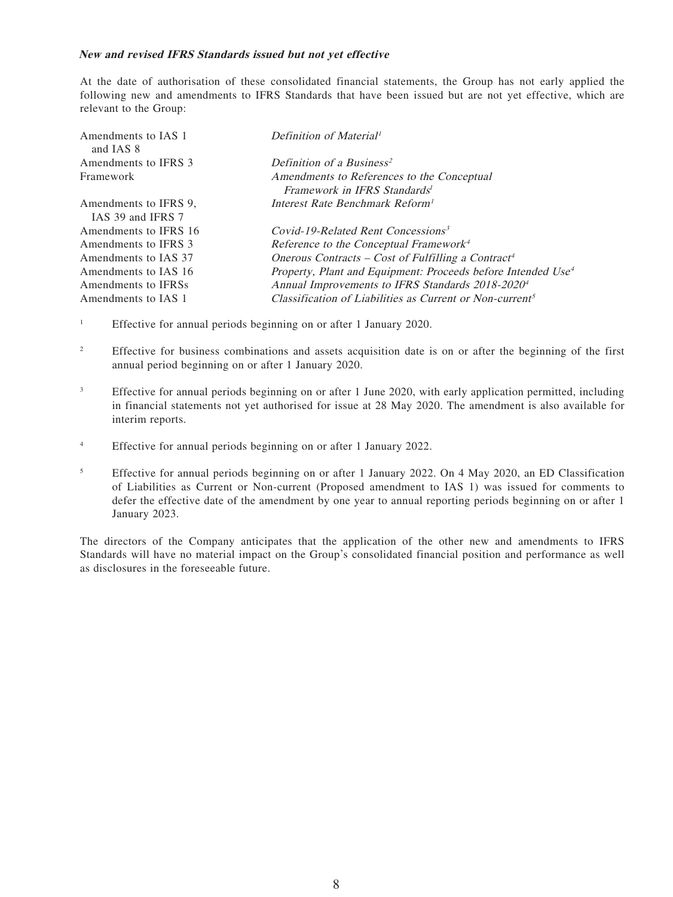**New and revised IFRS Standards issued but not yet effective**

At the date of authorisation of these consolidated financial statements, the Group has not early applied the following new and amendments to IFRS Standards that have been issued but are not yet effective, which are relevant to the Group:

| | |
|---|---|
| Amendments to IAS 1 and IAS 8 | *Definition of Material*[1] |
| Amendments to IFRS 3 | *Definition of a Business*[2] |
| Framework | *Amendments to References to the Conceptual Framework in IFRS Standards*[1] |
| Amendments to IFRS 9, IAS 39 and IFRS 7 | *Interest Rate Benchmark Reform*[1] |
| Amendments to IFRS 16 | *Covid-19-Related Rent Concessions*[3] |
| Amendments to IFRS 3 | *Reference to the Conceptual Framework*[4] |
| Amendments to IAS 37 | *Onerous Contracts – Cost of Fulfilling a Contract*[4] |
| Amendments to IAS 16 | *Property, Plant and Equipment: Proceeds before Intended Use*[4] |
| Amendments to IFRSs | *Annual Improvements to IFRS Standards 2018-2020*[4] |
| Amendments to IAS 1 | *Classification of Liabilities as Current or Non-current*[5] |

[1] Effective for annual periods beginning on or after 1 January 2020.

[2] Effective for business combinations and assets acquisition date is on or after the beginning of the first annual period beginning on or after 1 January 2020.

[3] Effective for annual periods beginning on or after 1 June 2020, with early application permitted, including in financial statements not yet authorised for issue at 28 May 2020. The amendment is also available for interim reports.

[4] Effective for annual periods beginning on or after 1 January 2022.

[5] Effective for annual periods beginning on or after 1 January 2022. On 4 May 2020, an ED Classification of Liabilities as Current or Non-current (Proposed amendment to IAS 1) was issued for comments to defer the effective date of the amendment by one year to annual reporting periods beginning on or after 1 January 2023.

The directors of the Company anticipates that the application of the other new and amendments to IFRS Standards will have no material impact on the Group's consolidated financial position and performance as well as disclosures in the foreseeable future.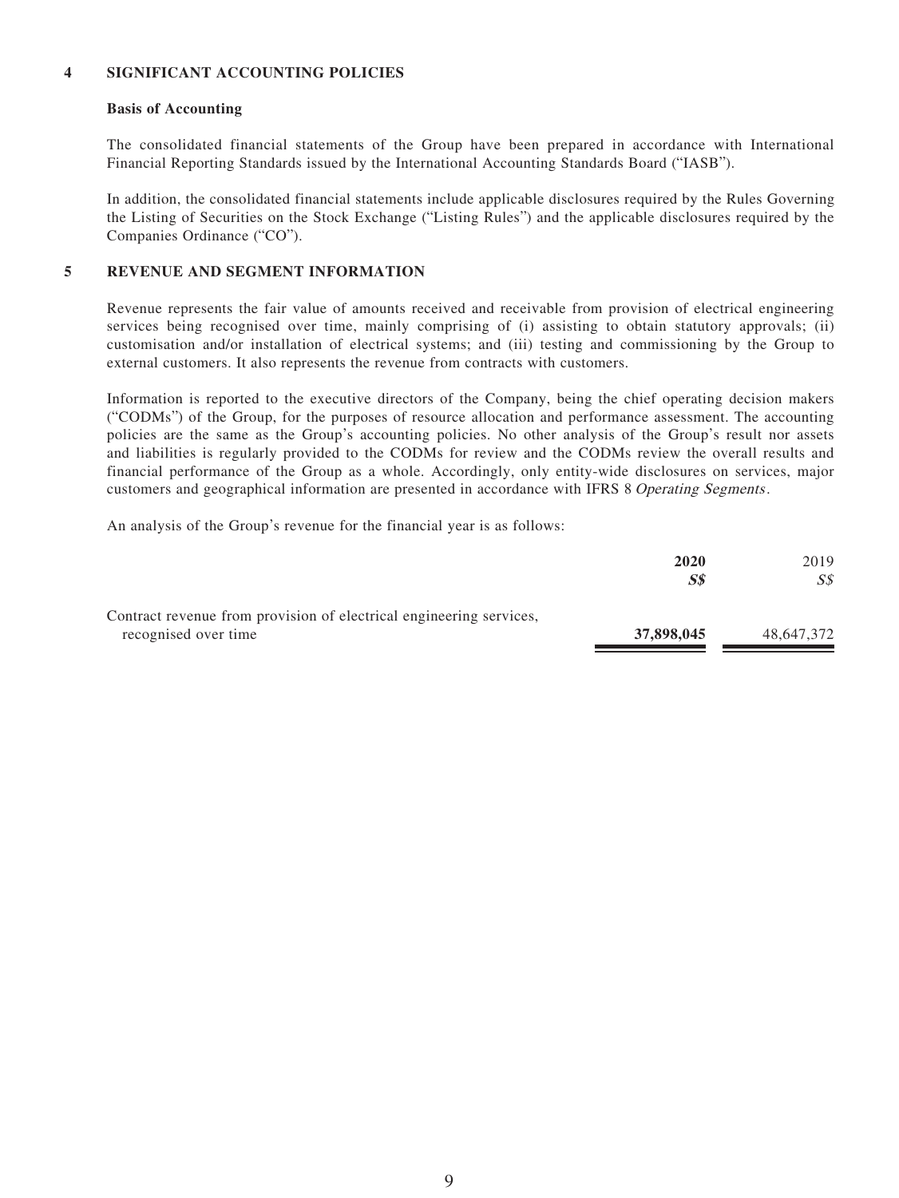## 4 SIGNIFICANT ACCOUNTING POLICIES

### Basis of Accounting

The consolidated financial statements of the Group have been prepared in accordance with International Financial Reporting Standards issued by the International Accounting Standards Board ("IASB").

In addition, the consolidated financial statements include applicable disclosures required by the Rules Governing the Listing of Securities on the Stock Exchange ("Listing Rules") and the applicable disclosures required by the Companies Ordinance ("CO").

## 5 REVENUE AND SEGMENT INFORMATION

Revenue represents the fair value of amounts received and receivable from provision of electrical engineering services being recognised over time, mainly comprising of (i) assisting to obtain statutory approvals; (ii) customisation and/or installation of electrical systems; and (iii) testing and commissioning by the Group to external customers. It also represents the revenue from contracts with customers.

Information is reported to the executive directors of the Company, being the chief operating decision makers ("CODMs") of the Group, for the purposes of resource allocation and performance assessment. The accounting policies are the same as the Group's accounting policies. No other analysis of the Group's result nor assets and liabilities is regularly provided to the CODMs for review and the CODMs review the overall results and financial performance of the Group as a whole. Accordingly, only entity-wide disclosures on services, major customers and geographical information are presented in accordance with IFRS 8 *Operating Segments*.

An analysis of the Group's revenue for the financial year is as follows:

| | **2020** | 2019 |
|---|---|---|
| | ***S$*** | *S$* |
| Contract revenue from provision of electrical engineering services, recognised over time | **37,898,045** | 48,647,372 |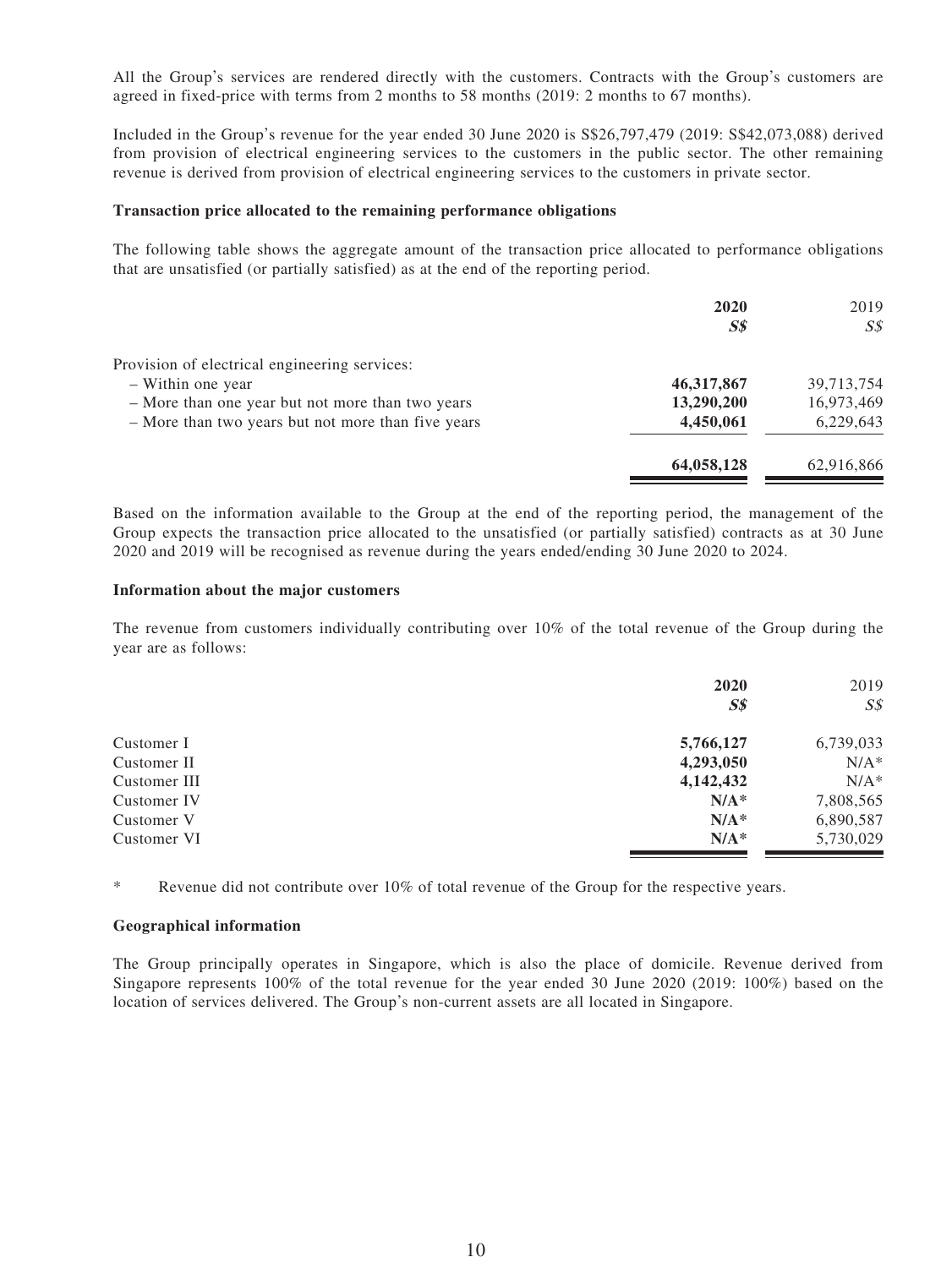All the Group's services are rendered directly with the customers. Contracts with the Group's customers are agreed in fixed-price with terms from 2 months to 58 months (2019: 2 months to 67 months).

Included in the Group's revenue for the year ended 30 June 2020 is S$26,797,479 (2019: S$42,073,088) derived from provision of electrical engineering services to the customers in the public sector. The other remaining revenue is derived from provision of electrical engineering services to the customers in private sector.

**Transaction price allocated to the remaining performance obligations**

The following table shows the aggregate amount of the transaction price allocated to performance obligations that are unsatisfied (or partially satisfied) as at the end of the reporting period.

| | **2020** | 2019 |
|---|---|---|
| | ***S$*** | *S$* |
| Provision of electrical engineering services: | | |
| – Within one year | **46,317,867** | 39,713,754 |
| – More than one year but not more than two years | **13,290,200** | 16,973,469 |
| – More than two years but not more than five years | **4,450,061** | 6,229,643 |
| | **64,058,128** | 62,916,866 |

Based on the information available to the Group at the end of the reporting period, the management of the Group expects the transaction price allocated to the unsatisfied (or partially satisfied) contracts as at 30 June 2020 and 2019 will be recognised as revenue during the years ended/ending 30 June 2020 to 2024.

**Information about the major customers**

The revenue from customers individually contributing over 10% of the total revenue of the Group during the year are as follows:

| | **2020** | 2019 |
|---|---|---|
| | ***S$*** | *S$* |
| Customer I | **5,766,127** | 6,739,033 |
| Customer II | **4,293,050** | N/A* |
| Customer III | **4,142,432** | N/A* |
| Customer IV | **N/A*** | 7,808,565 |
| Customer V | **N/A*** | 6,890,587 |
| Customer VI | **N/A*** | 5,730,029 |

\* Revenue did not contribute over 10% of total revenue of the Group for the respective years.

**Geographical information**

The Group principally operates in Singapore, which is also the place of domicile. Revenue derived from Singapore represents 100% of the total revenue for the year ended 30 June 2020 (2019: 100%) based on the location of services delivered. The Group's non-current assets are all located in Singapore.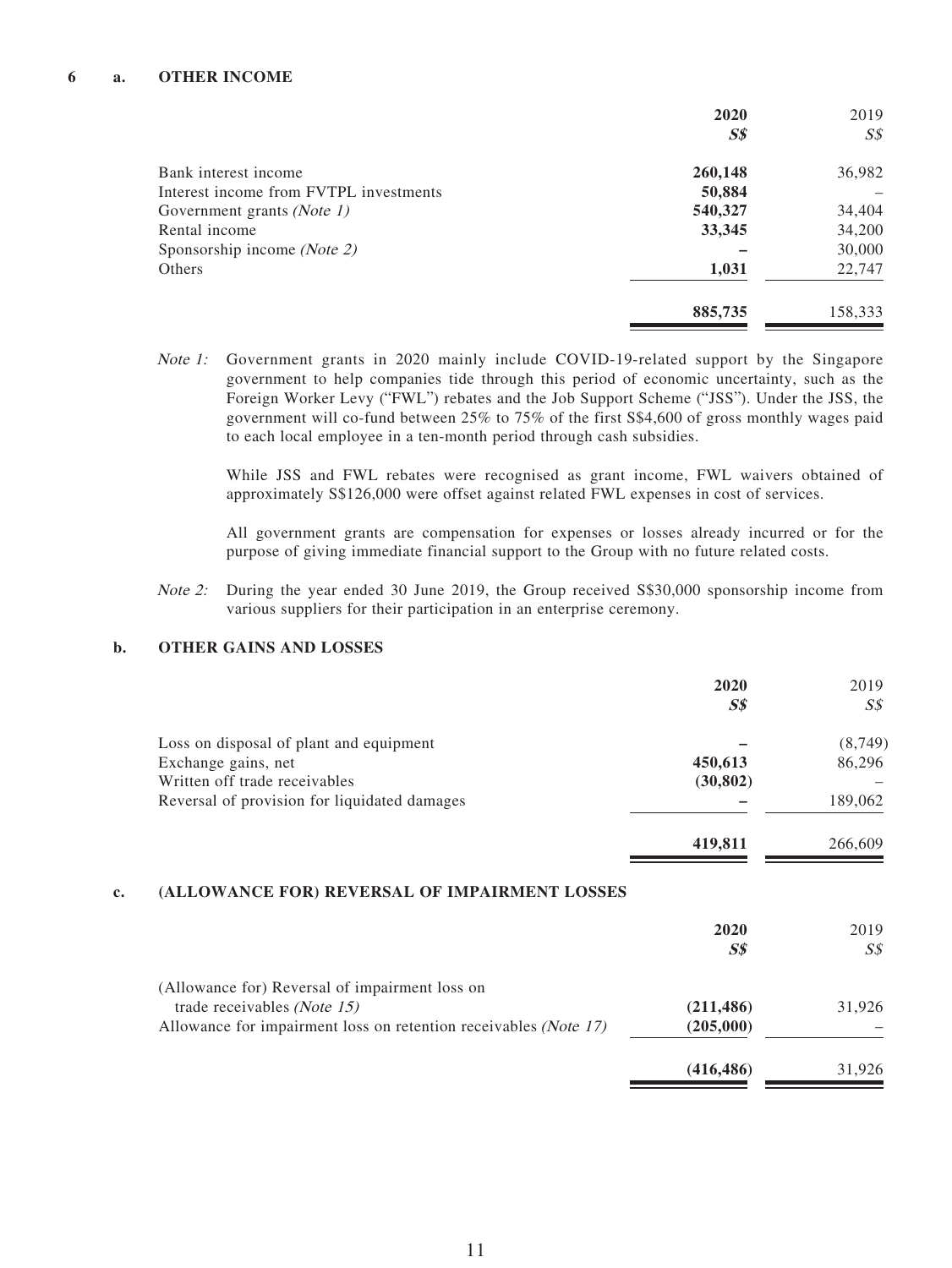## 6 a. OTHER INCOME

| | **2020** | 2019 |
|---|---|---|
| | ***S$*** | *S$* |
| Bank interest income | **260,148** | 36,982 |
| Interest income from FVTPL investments | **50,884** | – |
| Government grants *(Note 1)* | **540,327** | 34,404 |
| Rental income | **33,345** | 34,200 |
| Sponsorship income *(Note 2)* | **–** | 30,000 |
| Others | **1,031** | 22,747 |
| | **885,735** | 158,333 |

*Note 1:* Government grants in 2020 mainly include COVID-19-related support by the Singapore government to help companies tide through this period of economic uncertainty, such as the Foreign Worker Levy ("FWL") rebates and the Job Support Scheme ("JSS"). Under the JSS, the government will co-fund between 25% to 75% of the first S$4,600 of gross monthly wages paid to each local employee in a ten-month period through cash subsidies.

While JSS and FWL rebates were recognised as grant income, FWL waivers obtained of approximately S$126,000 were offset against related FWL expenses in cost of services.

All government grants are compensation for expenses or losses already incurred or for the purpose of giving immediate financial support to the Group with no future related costs.

*Note 2:* During the year ended 30 June 2019, the Group received S$30,000 sponsorship income from various suppliers for their participation in an enterprise ceremony.

## b. OTHER GAINS AND LOSSES

| | **2020** | 2019 |
|---|---|---|
| | ***S$*** | *S$* |
| Loss on disposal of plant and equipment | **–** | (8,749) |
| Exchange gains, net | **450,613** | 86,296 |
| Written off trade receivables | **(30,802)** | – |
| Reversal of provision for liquidated damages | **–** | 189,062 |
| | **419,811** | 266,609 |

## c. (ALLOWANCE FOR) REVERSAL OF IMPAIRMENT LOSSES

| | **2020** | 2019 |
|---|---|---|
| | ***S$*** | *S$* |
| (Allowance for) Reversal of impairment loss on trade receivables *(Note 15)* | **(211,486)** | 31,926 |
| Allowance for impairment loss on retention receivables *(Note 17)* | **(205,000)** | – |
| | **(416,486)** | 31,926 |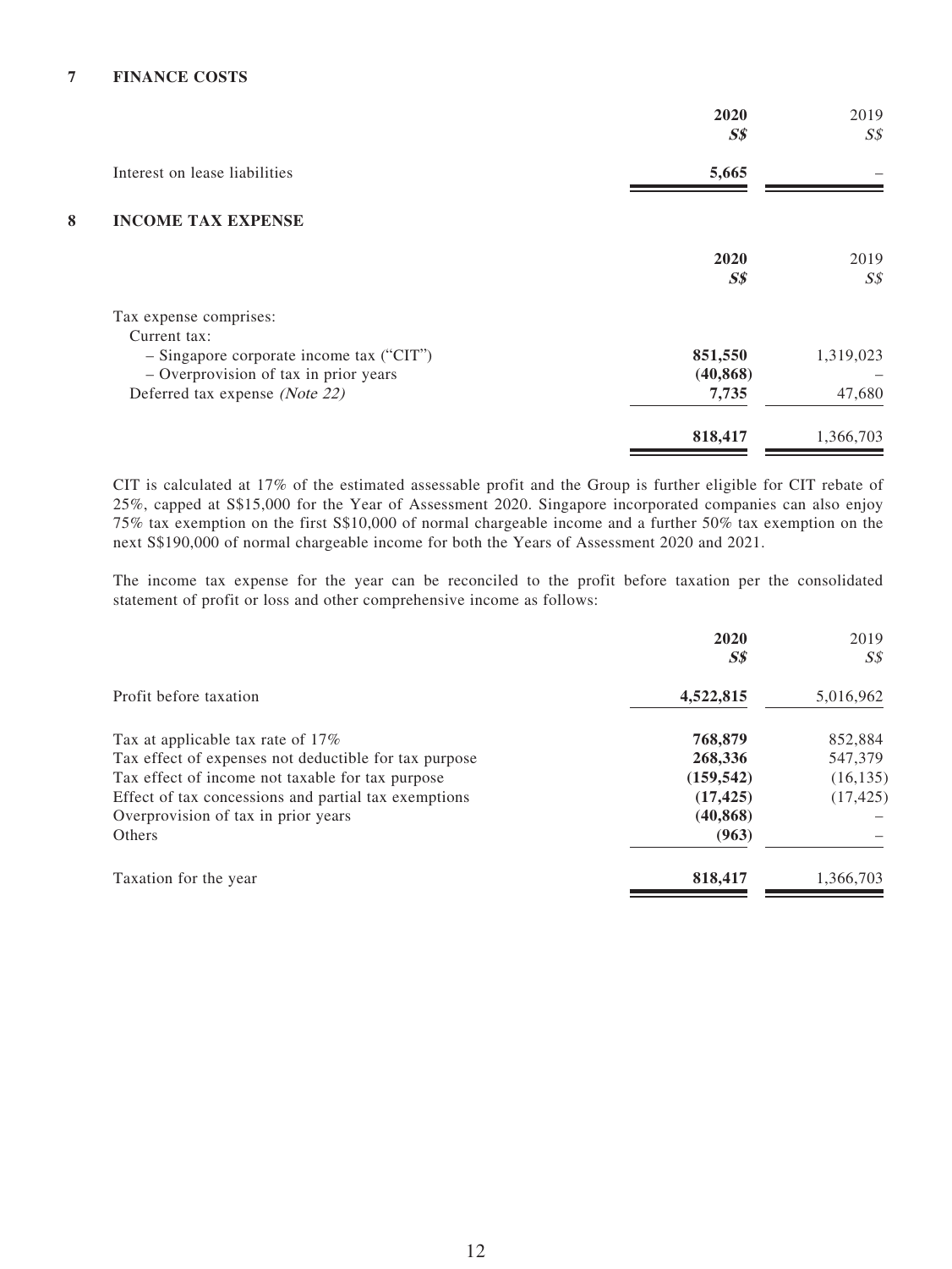## 7 FINANCE COSTS

| | **2020** | 2019 |
|---|---|---|
| | ***S$*** | *S$* |
| Interest on lease liabilities | **5,665** | – |

## 8 INCOME TAX EXPENSE

| | **2020** | 2019 |
|---|---|---|
| | ***S$*** | *S$* |
| Tax expense comprises: | | |
| Current tax: | | |
| – Singapore corporate income tax ("CIT") | **851,550** | 1,319,023 |
| – Overprovision of tax in prior years | **(40,868)** | – |
| Deferred tax expense *(Note 22)* | **7,735** | 47,680 |
| | **818,417** | 1,366,703 |

CIT is calculated at 17% of the estimated assessable profit and the Group is further eligible for CIT rebate of 25%, capped at S$15,000 for the Year of Assessment 2020. Singapore incorporated companies can also enjoy 75% tax exemption on the first S$10,000 of normal chargeable income and a further 50% tax exemption on the next S$190,000 of normal chargeable income for both the Years of Assessment 2020 and 2021.

The income tax expense for the year can be reconciled to the profit before taxation per the consolidated statement of profit or loss and other comprehensive income as follows:

| | **2020** | 2019 |
|---|---|---|
| | ***S$*** | *S$* |
| Profit before taxation | **4,522,815** | 5,016,962 |
| Tax at applicable tax rate of 17% | **768,879** | 852,884 |
| Tax effect of expenses not deductible for tax purpose | **268,336** | 547,379 |
| Tax effect of income not taxable for tax purpose | **(159,542)** | (16,135) |
| Effect of tax concessions and partial tax exemptions | **(17,425)** | (17,425) |
| Overprovision of tax in prior years | **(40,868)** | – |
| Others | **(963)** | – |
| Taxation for the year | **818,417** | 1,366,703 |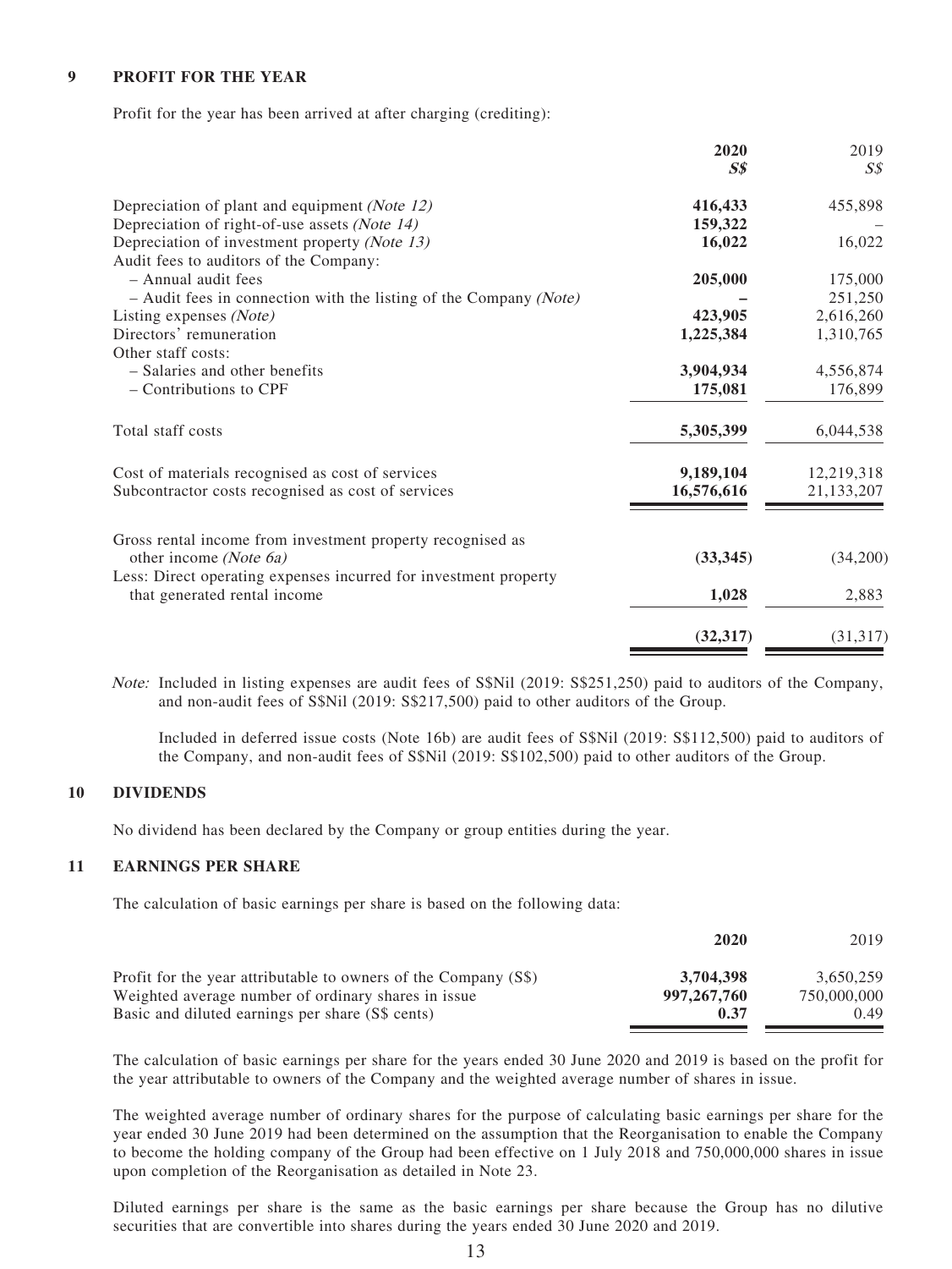## 9 PROFIT FOR THE YEAR

Profit for the year has been arrived at after charging (crediting):

| | 2020<br>S$ | 2019<br>S$ |
|---|---|---|
| Depreciation of plant and equipment *(Note 12)* | **416,433** | 455,898 |
| Depreciation of right-of-use assets *(Note 14)* | **159,322** | – |
| Depreciation of investment property *(Note 13)* | **16,022** | 16,022 |
| Audit fees to auditors of the Company: | | |
| – Annual audit fees | **205,000** | 175,000 |
| – Audit fees in connection with the listing of the Company *(Note)* | **–** | 251,250 |
| Listing expenses *(Note)* | **423,905** | 2,616,260 |
| Directors' remuneration | **1,225,384** | 1,310,765 |
| Other staff costs: | | |
| – Salaries and other benefits | **3,904,934** | 4,556,874 |
| – Contributions to CPF | **175,081** | 176,899 |
| Total staff costs | **5,305,399** | 6,044,538 |
| Cost of materials recognised as cost of services | **9,189,104** | 12,219,318 |
| Subcontractor costs recognised as cost of services | **16,576,616** | 21,133,207 |
| Gross rental income from investment property recognised as other income *(Note 6a)* | **(33,345)** | (34,200) |
| Less: Direct operating expenses incurred for investment property that generated rental income | **1,028** | 2,883 |
| | **(32,317)** | (31,317) |

*Note:* Included in listing expenses are audit fees of S$Nil (2019: S$251,250) paid to auditors of the Company, and non-audit fees of S$Nil (2019: S$217,500) paid to other auditors of the Group.

Included in deferred issue costs (Note 16b) are audit fees of S$Nil (2019: S$112,500) paid to auditors of the Company, and non-audit fees of S$Nil (2019: S$102,500) paid to other auditors of the Group.

## 10 DIVIDENDS

No dividend has been declared by the Company or group entities during the year.

## 11 EARNINGS PER SHARE

The calculation of basic earnings per share is based on the following data:

| | 2020 | 2019 |
|---|---|---|
| Profit for the year attributable to owners of the Company (S$) | **3,704,398** | 3,650,259 |
| Weighted average number of ordinary shares in issue | **997,267,760** | 750,000,000 |
| Basic and diluted earnings per share (S$ cents) | **0.37** | 0.49 |

The calculation of basic earnings per share for the years ended 30 June 2020 and 2019 is based on the profit for the year attributable to owners of the Company and the weighted average number of shares in issue.

The weighted average number of ordinary shares for the purpose of calculating basic earnings per share for the year ended 30 June 2019 had been determined on the assumption that the Reorganisation to enable the Company to become the holding company of the Group had been effective on 1 July 2018 and 750,000,000 shares in issue upon completion of the Reorganisation as detailed in Note 23.

Diluted earnings per share is the same as the basic earnings per share because the Group has no dilutive securities that are convertible into shares during the years ended 30 June 2020 and 2019.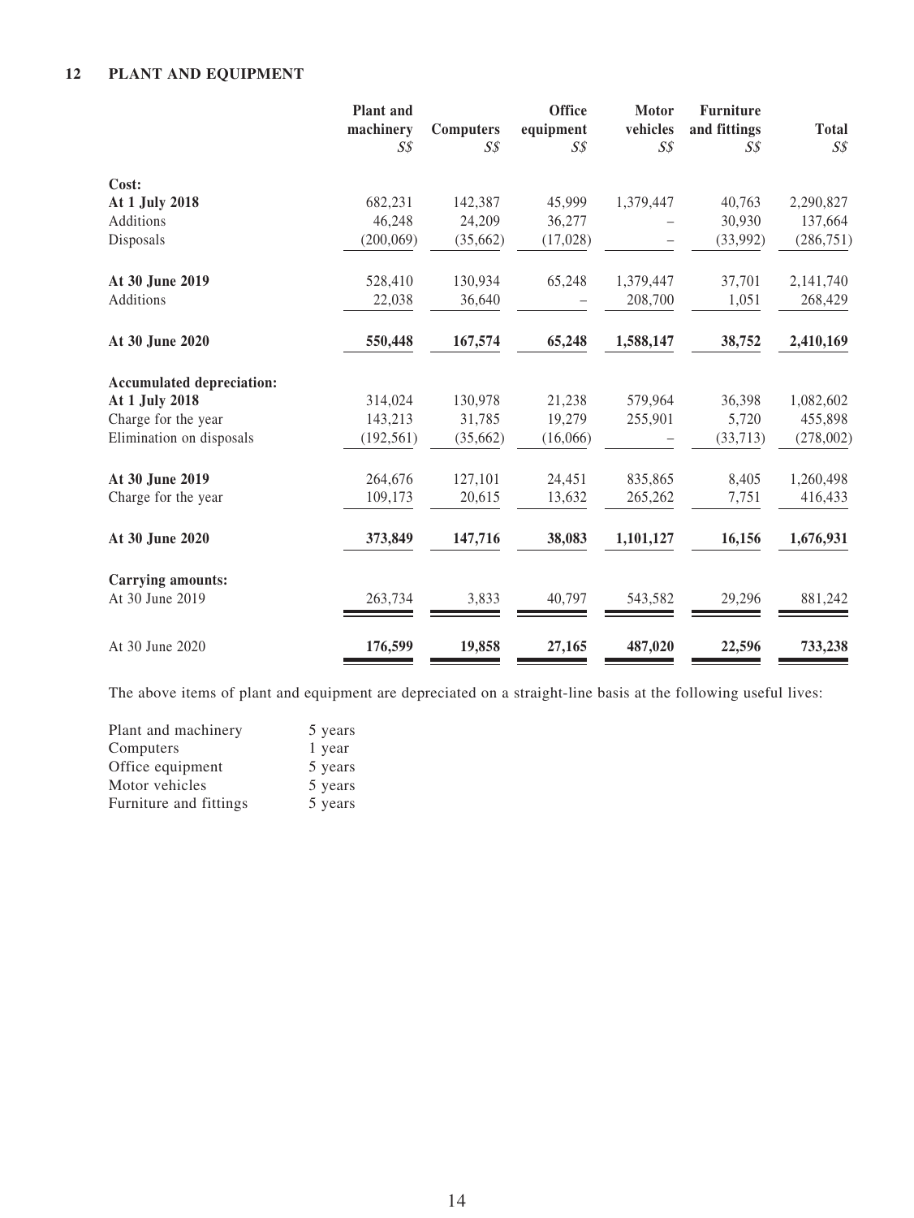## 12 PLANT AND EQUIPMENT

| | Plant and machinery | Computers | Office equipment | Motor vehicles | Furniture and fittings | Total |
|---|---|---|---|---|---|---|
| | S$ | S$ | S$ | S$ | S$ | S$ |
| **Cost:** | | | | | | |
| **At 1 July 2018** | 682,231 | 142,387 | 45,999 | 1,379,447 | 40,763 | 2,290,827 |
| Additions | 46,248 | 24,209 | 36,277 | – | 30,930 | 137,664 |
| Disposals | (200,069) | (35,662) | (17,028) | – | (33,992) | (286,751) |
| **At 30 June 2019** | 528,410 | 130,934 | 65,248 | 1,379,447 | 37,701 | 2,141,740 |
| Additions | 22,038 | 36,640 | – | 208,700 | 1,051 | 268,429 |
| **At 30 June 2020** | **550,448** | **167,574** | **65,248** | **1,588,147** | **38,752** | **2,410,169** |
| **Accumulated depreciation:** | | | | | | |
| **At 1 July 2018** | 314,024 | 130,978 | 21,238 | 579,964 | 36,398 | 1,082,602 |
| Charge for the year | 143,213 | 31,785 | 19,279 | 255,901 | 5,720 | 455,898 |
| Elimination on disposals | (192,561) | (35,662) | (16,066) | – | (33,713) | (278,002) |
| **At 30 June 2019** | 264,676 | 127,101 | 24,451 | 835,865 | 8,405 | 1,260,498 |
| Charge for the year | 109,173 | 20,615 | 13,632 | 265,262 | 7,751 | 416,433 |
| **At 30 June 2020** | **373,849** | **147,716** | **38,083** | **1,101,127** | **16,156** | **1,676,931** |
| **Carrying amounts:** | | | | | | |
| At 30 June 2019 | 263,734 | 3,833 | 40,797 | 543,582 | 29,296 | 881,242 |
| At 30 June 2020 | **176,599** | **19,858** | **27,165** | **487,020** | **22,596** | **733,238** |

The above items of plant and equipment are depreciated on a straight-line basis at the following useful lives:

| | |
|---|---|
| Plant and machinery | 5 years |
| Computers | 1 year |
| Office equipment | 5 years |
| Motor vehicles | 5 years |
| Furniture and fittings | 5 years |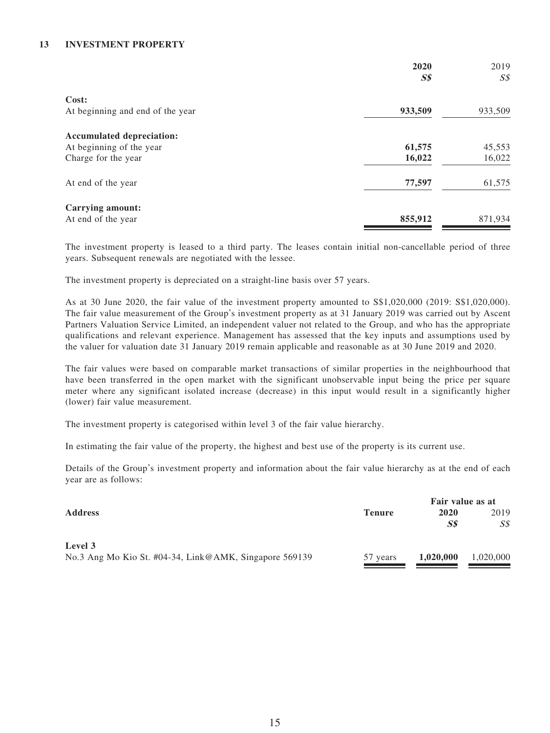## 13 INVESTMENT PROPERTY

| | 2020 | 2019 |
|---|---|---|
| | ***S$*** | *S$* |
| **Cost:** | | |
| At beginning and end of the year | **933,509** | 933,509 |
| **Accumulated depreciation:** | | |
| At beginning of the year | **61,575** | 45,553 |
| Charge for the year | **16,022** | 16,022 |
| At end of the year | **77,597** | 61,575 |
| **Carrying amount:** | | |
| At end of the year | **855,912** | 871,934 |

The investment property is leased to a third party. The leases contain initial non-cancellable period of three years. Subsequent renewals are negotiated with the lessee.

The investment property is depreciated on a straight-line basis over 57 years.

As at 30 June 2020, the fair value of the investment property amounted to S$1,020,000 (2019: S$1,020,000). The fair value measurement of the Group's investment property as at 31 January 2019 was carried out by Ascent Partners Valuation Service Limited, an independent valuer not related to the Group, and who has the appropriate qualifications and relevant experience. Management has assessed that the key inputs and assumptions used by the valuer for valuation date 31 January 2019 remain applicable and reasonable as at 30 June 2019 and 2020.

The fair values were based on comparable market transactions of similar properties in the neighbourhood that have been transferred in the open market with the significant unobservable input being the price per square meter where any significant isolated increase (decrease) in this input would result in a significantly higher (lower) fair value measurement.

The investment property is categorised within level 3 of the fair value hierarchy.

In estimating the fair value of the property, the highest and best use of the property is its current use.

Details of the Group's investment property and information about the fair value hierarchy as at the end of each year are as follows:

| | | Fair value as at | |
|---|---|---|---|
| **Address** | **Tenure** | **2020** | 2019 |
| | | ***S$*** | *S$* |
| **Level 3** | | | |
| No.3 Ang Mo Kio St. #04-34, Link@AMK, Singapore 569139 | 57 years | **1,020,000** | 1,020,000 |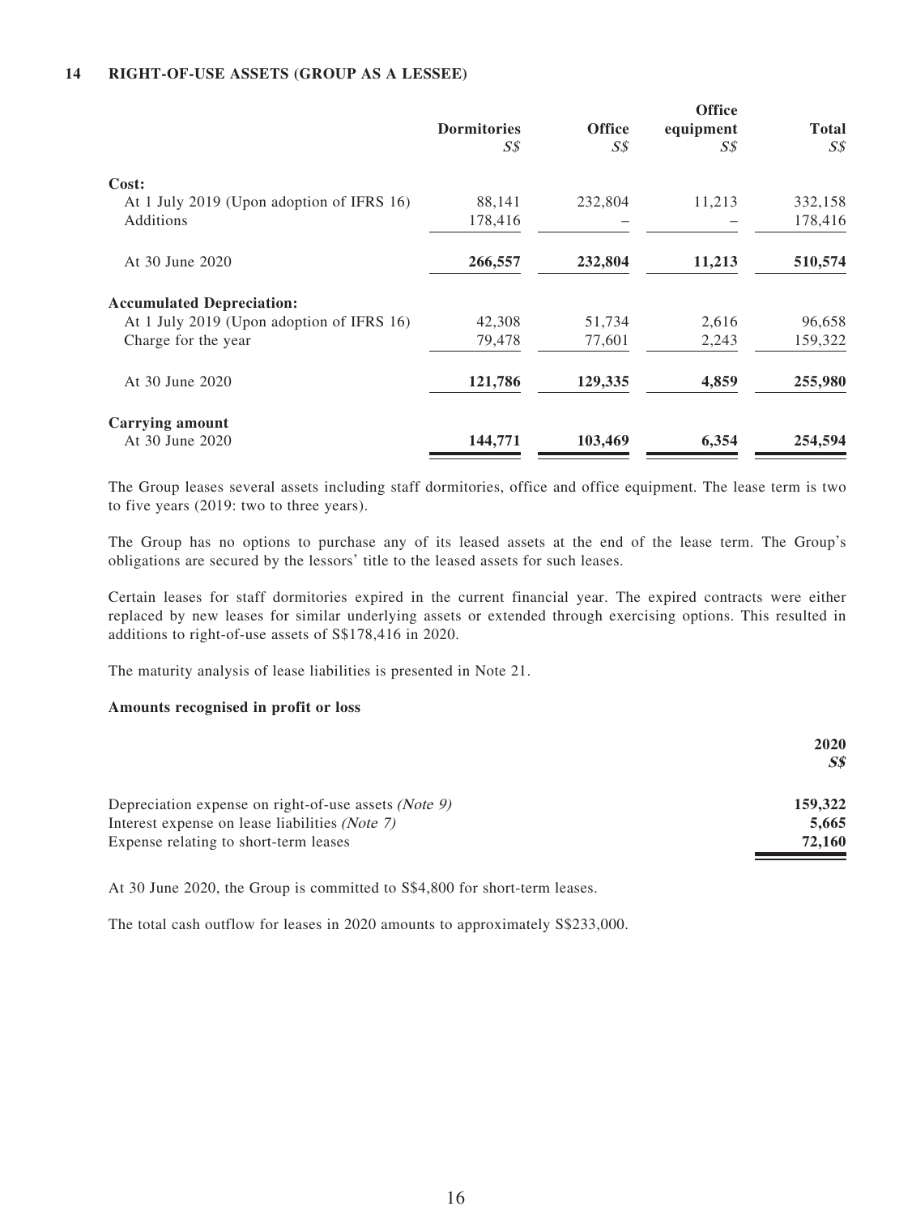## 14 RIGHT-OF-USE ASSETS (GROUP AS A LESSEE)

| | Dormitories S$ | Office S$ | Office equipment S$ | Total S$ |
|---|---|---|---|---|
| **Cost:** | | | | |
| At 1 July 2019 (Upon adoption of IFRS 16) | 88,141 | 232,804 | 11,213 | 332,158 |
| Additions | 178,416 | – | – | 178,416 |
| At 30 June 2020 | **266,557** | **232,804** | **11,213** | **510,574** |
| **Accumulated Depreciation:** | | | | |
| At 1 July 2019 (Upon adoption of IFRS 16) | 42,308 | 51,734 | 2,616 | 96,658 |
| Charge for the year | 79,478 | 77,601 | 2,243 | 159,322 |
| At 30 June 2020 | **121,786** | **129,335** | **4,859** | **255,980** |
| **Carrying amount** | | | | |
| At 30 June 2020 | **144,771** | **103,469** | **6,354** | **254,594** |

The Group leases several assets including staff dormitories, office and office equipment. The lease term is two to five years (2019: two to three years).

The Group has no options to purchase any of its leased assets at the end of the lease term. The Group's obligations are secured by the lessors' title to the leased assets for such leases.

Certain leases for staff dormitories expired in the current financial year. The expired contracts were either replaced by new leases for similar underlying assets or extended through exercising options. This resulted in additions to right-of-use assets of S$178,416 in 2020.

The maturity analysis of lease liabilities is presented in Note 21.

**Amounts recognised in profit or loss**

| | 2020 S$ |
|---|---|
| Depreciation expense on right-of-use assets *(Note 9)* | **159,322** |
| Interest expense on lease liabilities *(Note 7)* | **5,665** |
| Expense relating to short-term leases | **72,160** |

At 30 June 2020, the Group is committed to S$4,800 for short-term leases.

The total cash outflow for leases in 2020 amounts to approximately S$233,000.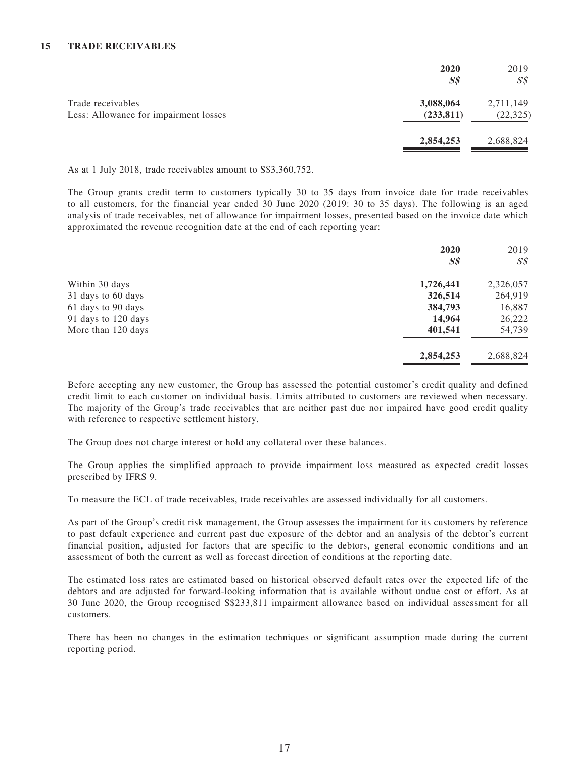## 15 TRADE RECEIVABLES

| | **2020** | 2019 |
|---|---|---|
| | ***S$*** | *S$* |
| Trade receivables | **3,088,064** | 2,711,149 |
| Less: Allowance for impairment losses | **(233,811)** | (22,325) |
| | **2,854,253** | 2,688,824 |

As at 1 July 2018, trade receivables amount to S$3,360,752.

The Group grants credit term to customers typically 30 to 35 days from invoice date for trade receivables to all customers, for the financial year ended 30 June 2020 (2019: 30 to 35 days). The following is an aged analysis of trade receivables, net of allowance for impairment losses, presented based on the invoice date which approximated the revenue recognition date at the end of each reporting year:

| | **2020** | 2019 |
|---|---|---|
| | ***S$*** | *S$* |
| Within 30 days | **1,726,441** | 2,326,057 |
| 31 days to 60 days | **326,514** | 264,919 |
| 61 days to 90 days | **384,793** | 16,887 |
| 91 days to 120 days | **14,964** | 26,222 |
| More than 120 days | **401,541** | 54,739 |
| | **2,854,253** | 2,688,824 |

Before accepting any new customer, the Group has assessed the potential customer's credit quality and defined credit limit to each customer on individual basis. Limits attributed to customers are reviewed when necessary. The majority of the Group's trade receivables that are neither past due nor impaired have good credit quality with reference to respective settlement history.

The Group does not charge interest or hold any collateral over these balances.

The Group applies the simplified approach to provide impairment loss measured as expected credit losses prescribed by IFRS 9.

To measure the ECL of trade receivables, trade receivables are assessed individually for all customers.

As part of the Group's credit risk management, the Group assesses the impairment for its customers by reference to past default experience and current past due exposure of the debtor and an analysis of the debtor's current financial position, adjusted for factors that are specific to the debtors, general economic conditions and an assessment of both the current as well as forecast direction of conditions at the reporting date.

The estimated loss rates are estimated based on historical observed default rates over the expected life of the debtors and are adjusted for forward-looking information that is available without undue cost or effort. As at 30 June 2020, the Group recognised S$233,811 impairment allowance based on individual assessment for all customers.

There has been no changes in the estimation techniques or significant assumption made during the current reporting period.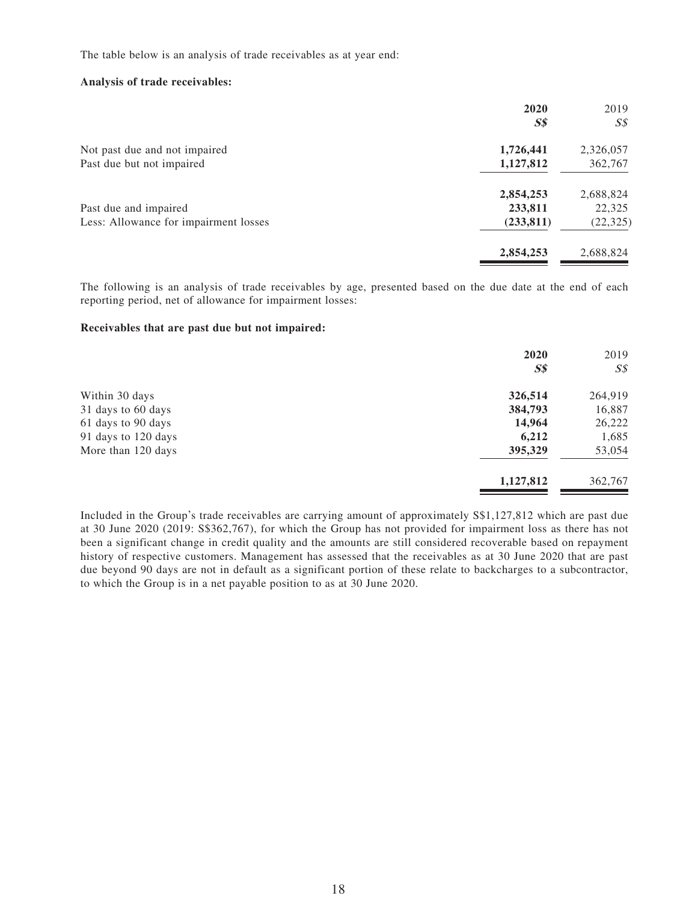The table below is an analysis of trade receivables as at year end:

**Analysis of trade receivables:**

| | **2020** | 2019 |
|---|---|---|
| | ***S$*** | *S$* |
| Not past due and not impaired | **1,726,441** | 2,326,057 |
| Past due but not impaired | **1,127,812** | 362,767 |
| | **2,854,253** | 2,688,824 |
| Past due and impaired | **233,811** | 22,325 |
| Less: Allowance for impairment losses | **(233,811)** | (22,325) |
| | **2,854,253** | 2,688,824 |

The following is an analysis of trade receivables by age, presented based on the due date at the end of each reporting period, net of allowance for impairment losses:

**Receivables that are past due but not impaired:**

| | **2020** | 2019 |
|---|---|---|
| | ***S$*** | *S$* |
| Within 30 days | **326,514** | 264,919 |
| 31 days to 60 days | **384,793** | 16,887 |
| 61 days to 90 days | **14,964** | 26,222 |
| 91 days to 120 days | **6,212** | 1,685 |
| More than 120 days | **395,329** | 53,054 |
| | **1,127,812** | 362,767 |

Included in the Group's trade receivables are carrying amount of approximately S$1,127,812 which are past due at 30 June 2020 (2019: S$362,767), for which the Group has not provided for impairment loss as there has not been a significant change in credit quality and the amounts are still considered recoverable based on repayment history of respective customers. Management has assessed that the receivables as at 30 June 2020 that are past due beyond 90 days are not in default as a significant portion of these relate to backcharges to a subcontractor, to which the Group is in a net payable position to as at 30 June 2020.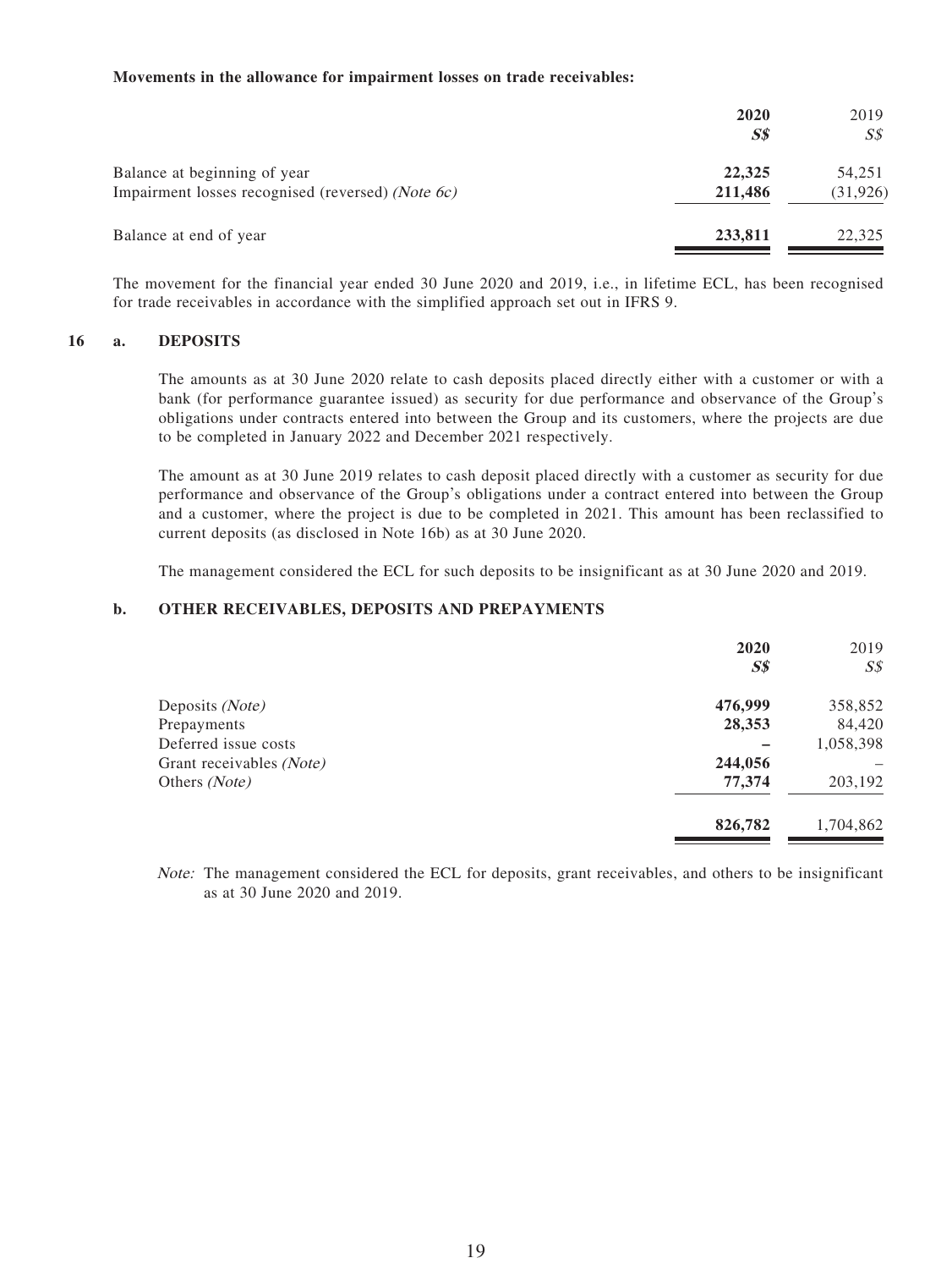**Movements in the allowance for impairment losses on trade receivables:**

| | **2020** | 2019 |
|---|---|---|
| | ***S$*** | *S$* |
| Balance at beginning of year | **22,325** | 54,251 |
| Impairment losses recognised (reversed) *(Note 6c)* | **211,486** | (31,926) |
| Balance at end of year | **233,811** | 22,325 |

The movement for the financial year ended 30 June 2020 and 2019, i.e., in lifetime ECL, has been recognised for trade receivables in accordance with the simplified approach set out in IFRS 9.

## 16 a. DEPOSITS

The amounts as at 30 June 2020 relate to cash deposits placed directly either with a customer or with a bank (for performance guarantee issued) as security for due performance and observance of the Group's obligations under contracts entered into between the Group and its customers, where the projects are due to be completed in January 2022 and December 2021 respectively.

The amount as at 30 June 2019 relates to cash deposit placed directly with a customer as security for due performance and observance of the Group's obligations under a contract entered into between the Group and a customer, where the project is due to be completed in 2021. This amount has been reclassified to current deposits (as disclosed in Note 16b) as at 30 June 2020.

The management considered the ECL for such deposits to be insignificant as at 30 June 2020 and 2019.

## b. OTHER RECEIVABLES, DEPOSITS AND PREPAYMENTS

| | **2020** | 2019 |
|---|---|---|
| | ***S$*** | *S$* |
| Deposits *(Note)* | **476,999** | 358,852 |
| Prepayments | **28,353** | 84,420 |
| Deferred issue costs | **–** | 1,058,398 |
| Grant receivables *(Note)* | **244,056** | – |
| Others *(Note)* | **77,374** | 203,192 |
| | **826,782** | 1,704,862 |

*Note:* The management considered the ECL for deposits, grant receivables, and others to be insignificant as at 30 June 2020 and 2019.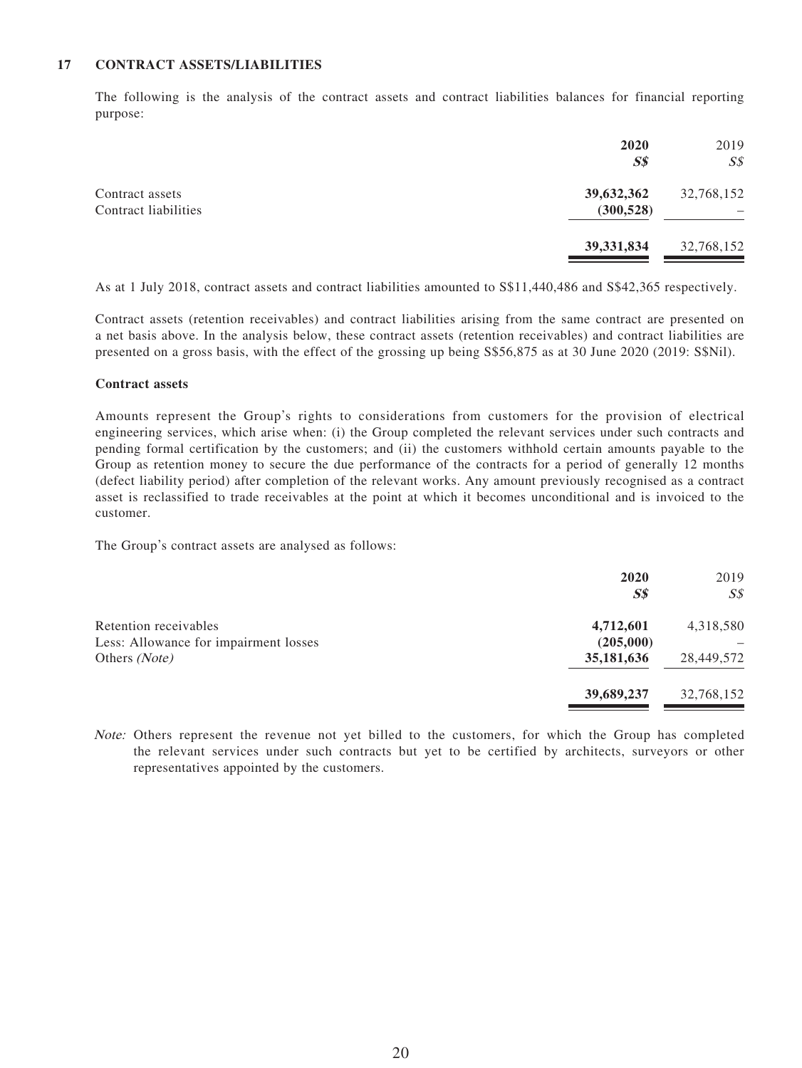## 17 CONTRACT ASSETS/LIABILITIES

The following is the analysis of the contract assets and contract liabilities balances for financial reporting purpose:

| | **2020** | 2019 |
|---|---|---|
| | ***S$*** | *S$* |
| Contract assets | **39,632,362** | 32,768,152 |
| Contract liabilities | **(300,528)** | – |
| | **39,331,834** | 32,768,152 |

As at 1 July 2018, contract assets and contract liabilities amounted to S$11,440,486 and S$42,365 respectively.

Contract assets (retention receivables) and contract liabilities arising from the same contract are presented on a net basis above. In the analysis below, these contract assets (retention receivables) and contract liabilities are presented on a gross basis, with the effect of the grossing up being S$56,875 as at 30 June 2020 (2019: S$Nil).

**Contract assets**

Amounts represent the Group's rights to considerations from customers for the provision of electrical engineering services, which arise when: (i) the Group completed the relevant services under such contracts and pending formal certification by the customers; and (ii) the customers withhold certain amounts payable to the Group as retention money to secure the due performance of the contracts for a period of generally 12 months (defect liability period) after completion of the relevant works. Any amount previously recognised as a contract asset is reclassified to trade receivables at the point at which it becomes unconditional and is invoiced to the customer.

The Group's contract assets are analysed as follows:

| | **2020** | 2019 |
|---|---|---|
| | ***S$*** | *S$* |
| Retention receivables | **4,712,601** | 4,318,580 |
| Less: Allowance for impairment losses | **(205,000)** | – |
| Others *(Note)* | **35,181,636** | 28,449,572 |
| | **39,689,237** | 32,768,152 |

*Note:* Others represent the revenue not yet billed to the customers, for which the Group has completed the relevant services under such contracts but yet to be certified by architects, surveyors or other representatives appointed by the customers.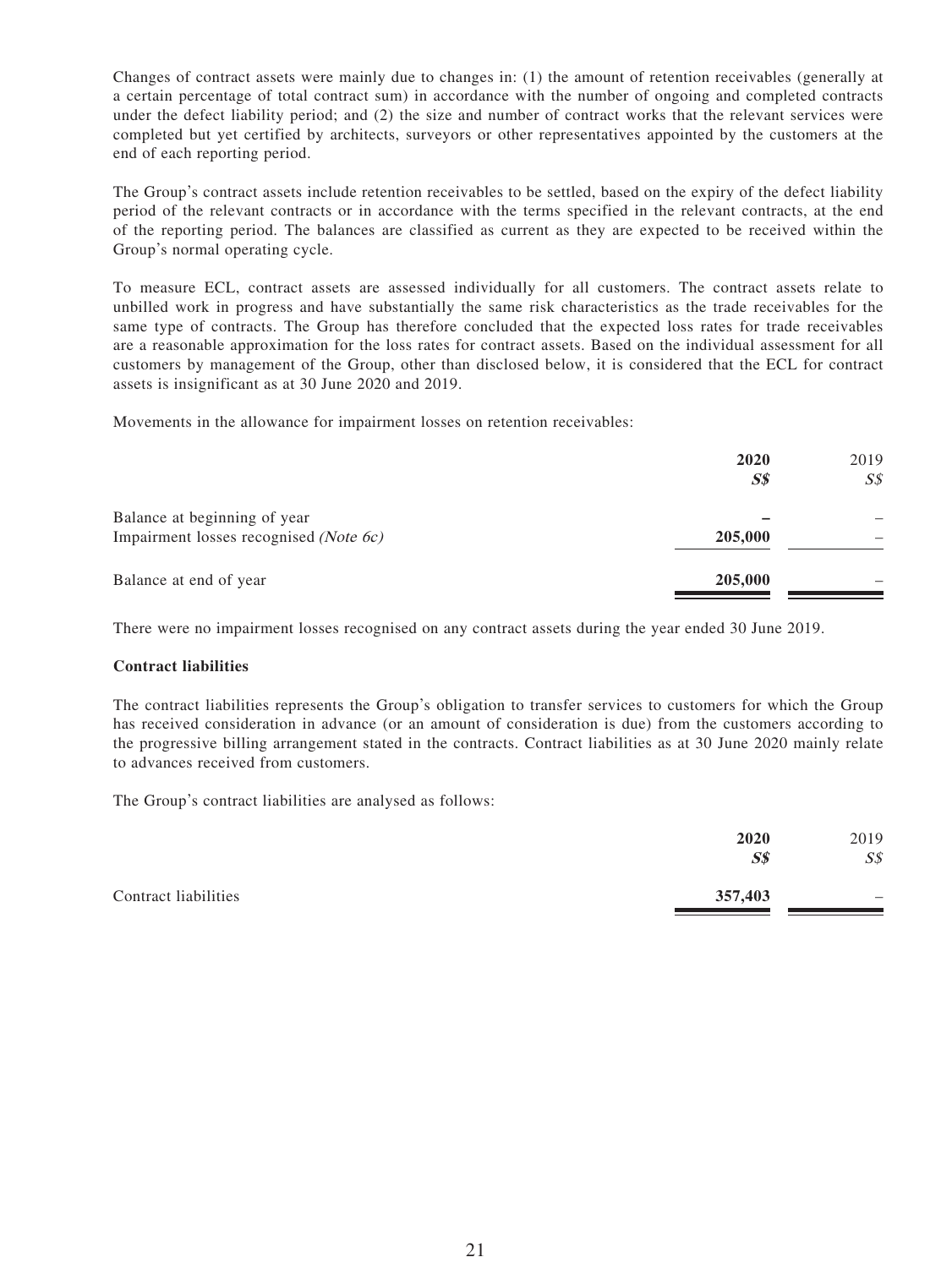Changes of contract assets were mainly due to changes in: (1) the amount of retention receivables (generally at a certain percentage of total contract sum) in accordance with the number of ongoing and completed contracts under the defect liability period; and (2) the size and number of contract works that the relevant services were completed but yet certified by architects, surveyors or other representatives appointed by the customers at the end of each reporting period.

The Group's contract assets include retention receivables to be settled, based on the expiry of the defect liability period of the relevant contracts or in accordance with the terms specified in the relevant contracts, at the end of the reporting period. The balances are classified as current as they are expected to be received within the Group's normal operating cycle.

To measure ECL, contract assets are assessed individually for all customers. The contract assets relate to unbilled work in progress and have substantially the same risk characteristics as the trade receivables for the same type of contracts. The Group has therefore concluded that the expected loss rates for trade receivables are a reasonable approximation for the loss rates for contract assets. Based on the individual assessment for all customers by management of the Group, other than disclosed below, it is considered that the ECL for contract assets is insignificant as at 30 June 2020 and 2019.

Movements in the allowance for impairment losses on retention receivables:

| | **2020** | 2019 |
|---|---|---|
| | ***S$*** | *S$* |
| Balance at beginning of year | **–** | – |
| Impairment losses recognised *(Note 6c)* | **205,000** | – |
| Balance at end of year | **205,000** | – |

There were no impairment losses recognised on any contract assets during the year ended 30 June 2019.

**Contract liabilities**

The contract liabilities represents the Group's obligation to transfer services to customers for which the Group has received consideration in advance (or an amount of consideration is due) from the customers according to the progressive billing arrangement stated in the contracts. Contract liabilities as at 30 June 2020 mainly relate to advances received from customers.

The Group's contract liabilities are analysed as follows:

| | **2020** | 2019 |
|---|---|---|
| | ***S$*** | *S$* |
| Contract liabilities | **357,403** | – |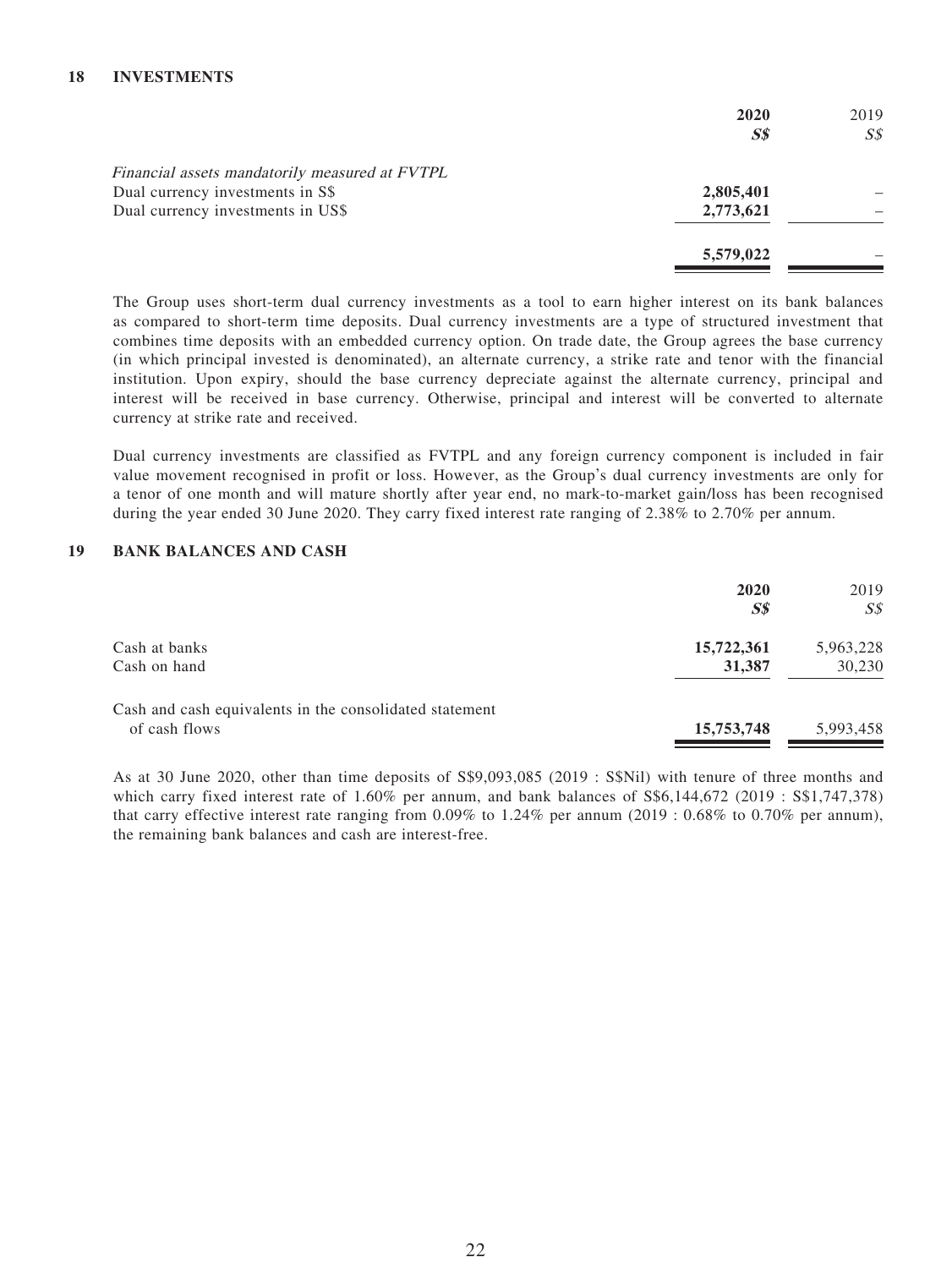## 18 INVESTMENTS

| | 2020<br>S$ | 2019<br>S$ |
|---|---|---|
| *Financial assets mandatorily measured at FVTPL* | | |
| Dual currency investments in S$ | **2,805,401** | – |
| Dual currency investments in US$ | **2,773,621** | – |
| | **5,579,022** | – |

The Group uses short-term dual currency investments as a tool to earn higher interest on its bank balances as compared to short-term time deposits. Dual currency investments are a type of structured investment that combines time deposits with an embedded currency option. On trade date, the Group agrees the base currency (in which principal invested is denominated), an alternate currency, a strike rate and tenor with the financial institution. Upon expiry, should the base currency depreciate against the alternate currency, principal and interest will be received in base currency. Otherwise, principal and interest will be converted to alternate currency at strike rate and received.

Dual currency investments are classified as FVTPL and any foreign currency component is included in fair value movement recognised in profit or loss. However, as the Group's dual currency investments are only for a tenor of one month and will mature shortly after year end, no mark-to-market gain/loss has been recognised during the year ended 30 June 2020. They carry fixed interest rate ranging of 2.38% to 2.70% per annum.

## 19 BANK BALANCES AND CASH

| | 2020<br>S$ | 2019<br>S$ |
|---|---|---|
| Cash at banks | **15,722,361** | 5,963,228 |
| Cash on hand | **31,387** | 30,230 |
| Cash and cash equivalents in the consolidated statement of cash flows | **15,753,748** | 5,993,458 |

As at 30 June 2020, other than time deposits of S$9,093,085 (2019 : S$Nil) with tenure of three months and which carry fixed interest rate of 1.60% per annum, and bank balances of S$6,144,672 (2019 : S$1,747,378) that carry effective interest rate ranging from 0.09% to 1.24% per annum (2019 : 0.68% to 0.70% per annum), the remaining bank balances and cash are interest-free.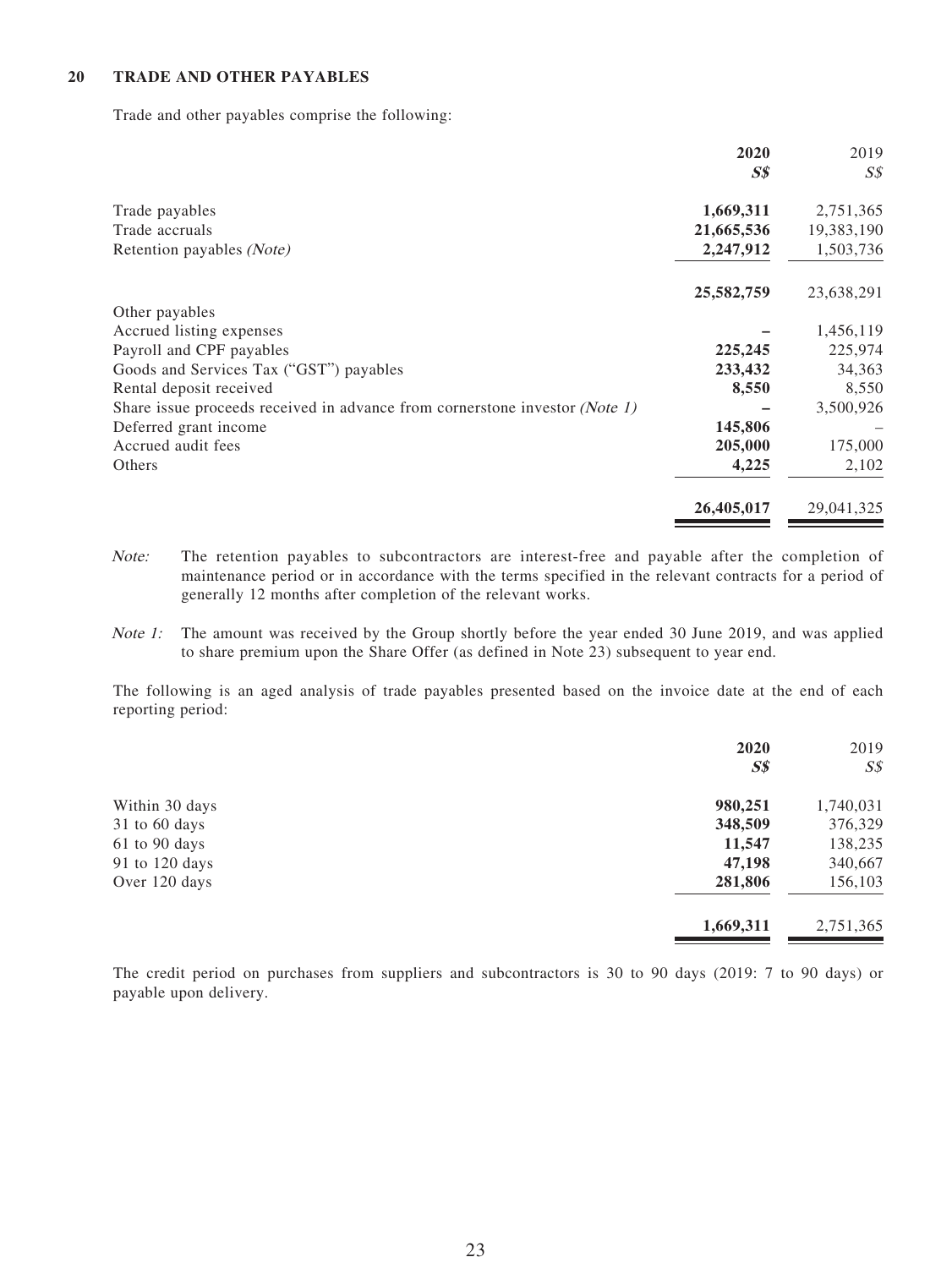## 20 TRADE AND OTHER PAYABLES

Trade and other payables comprise the following:

| | 2020 | 2019 |
|---|---|---|
| | S$ | S$ |
| Trade payables | 1,669,311 | 2,751,365 |
| Trade accruals | 21,665,536 | 19,383,190 |
| Retention payables *(Note)* | 2,247,912 | 1,503,736 |
| | 25,582,759 | 23,638,291 |
| Other payables | | |
| Accrued listing expenses | – | 1,456,119 |
| Payroll and CPF payables | 225,245 | 225,974 |
| Goods and Services Tax ("GST") payables | 233,432 | 34,363 |
| Rental deposit received | 8,550 | 8,550 |
| Share issue proceeds received in advance from cornerstone investor *(Note 1)* | – | 3,500,926 |
| Deferred grant income | 145,806 | – |
| Accrued audit fees | 205,000 | 175,000 |
| Others | 4,225 | 2,102 |
| | 26,405,017 | 29,041,325 |

*Note:* The retention payables to subcontractors are interest-free and payable after the completion of maintenance period or in accordance with the terms specified in the relevant contracts for a period of generally 12 months after completion of the relevant works.

*Note 1:* The amount was received by the Group shortly before the year ended 30 June 2019, and was applied to share premium upon the Share Offer (as defined in Note 23) subsequent to year end.

The following is an aged analysis of trade payables presented based on the invoice date at the end of each reporting period:

| | 2020 | 2019 |
|---|---|---|
| | S$ | S$ |
| Within 30 days | 980,251 | 1,740,031 |
| 31 to 60 days | 348,509 | 376,329 |
| 61 to 90 days | 11,547 | 138,235 |
| 91 to 120 days | 47,198 | 340,667 |
| Over 120 days | 281,806 | 156,103 |
| | 1,669,311 | 2,751,365 |

The credit period on purchases from suppliers and subcontractors is 30 to 90 days (2019: 7 to 90 days) or payable upon delivery.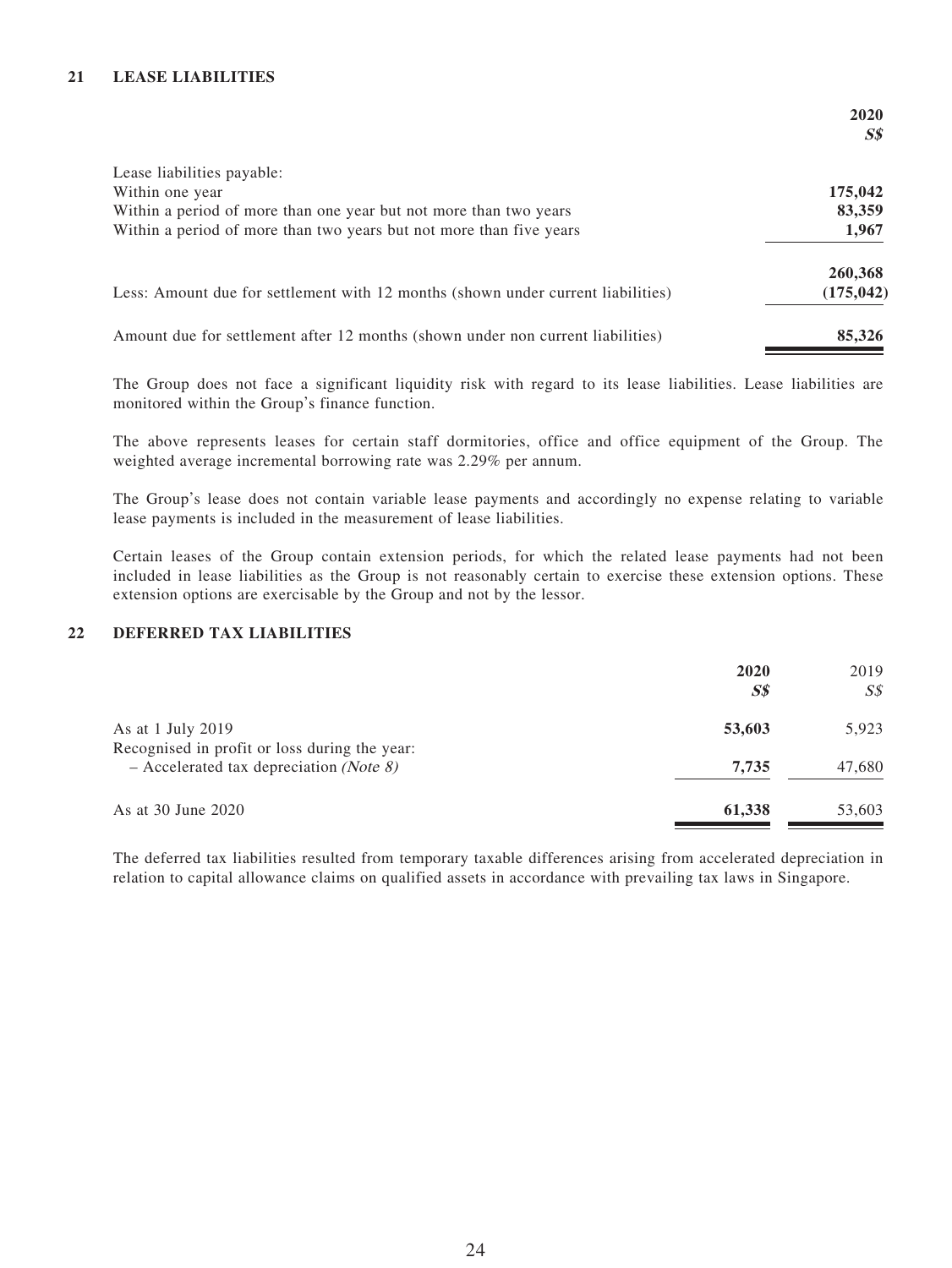## 21 LEASE LIABILITIES

| | **2020** |
|---|---|
| | ***S$*** |
| Lease liabilities payable: | |
| Within one year | **175,042** |
| Within a period of more than one year but not more than two years | **83,359** |
| Within a period of more than two years but not more than five years | **1,967** |
| | **260,368** |
| Less: Amount due for settlement with 12 months (shown under current liabilities) | **(175,042)** |
| Amount due for settlement after 12 months (shown under non current liabilities) | **85,326** |

The Group does not face a significant liquidity risk with regard to its lease liabilities. Lease liabilities are monitored within the Group's finance function.

The above represents leases for certain staff dormitories, office and office equipment of the Group. The weighted average incremental borrowing rate was 2.29% per annum.

The Group's lease does not contain variable lease payments and accordingly no expense relating to variable lease payments is included in the measurement of lease liabilities.

Certain leases of the Group contain extension periods, for which the related lease payments had not been included in lease liabilities as the Group is not reasonably certain to exercise these extension options. These extension options are exercisable by the Group and not by the lessor.

## 22 DEFERRED TAX LIABILITIES

| | **2020** | 2019 |
|---|---|---|
| | ***S$*** | *S$* |
| As at 1 July 2019 | **53,603** | 5,923 |
| Recognised in profit or loss during the year: | | |
| – Accelerated tax depreciation *(Note 8)* | **7,735** | 47,680 |
| As at 30 June 2020 | **61,338** | 53,603 |

The deferred tax liabilities resulted from temporary taxable differences arising from accelerated depreciation in relation to capital allowance claims on qualified assets in accordance with prevailing tax laws in Singapore.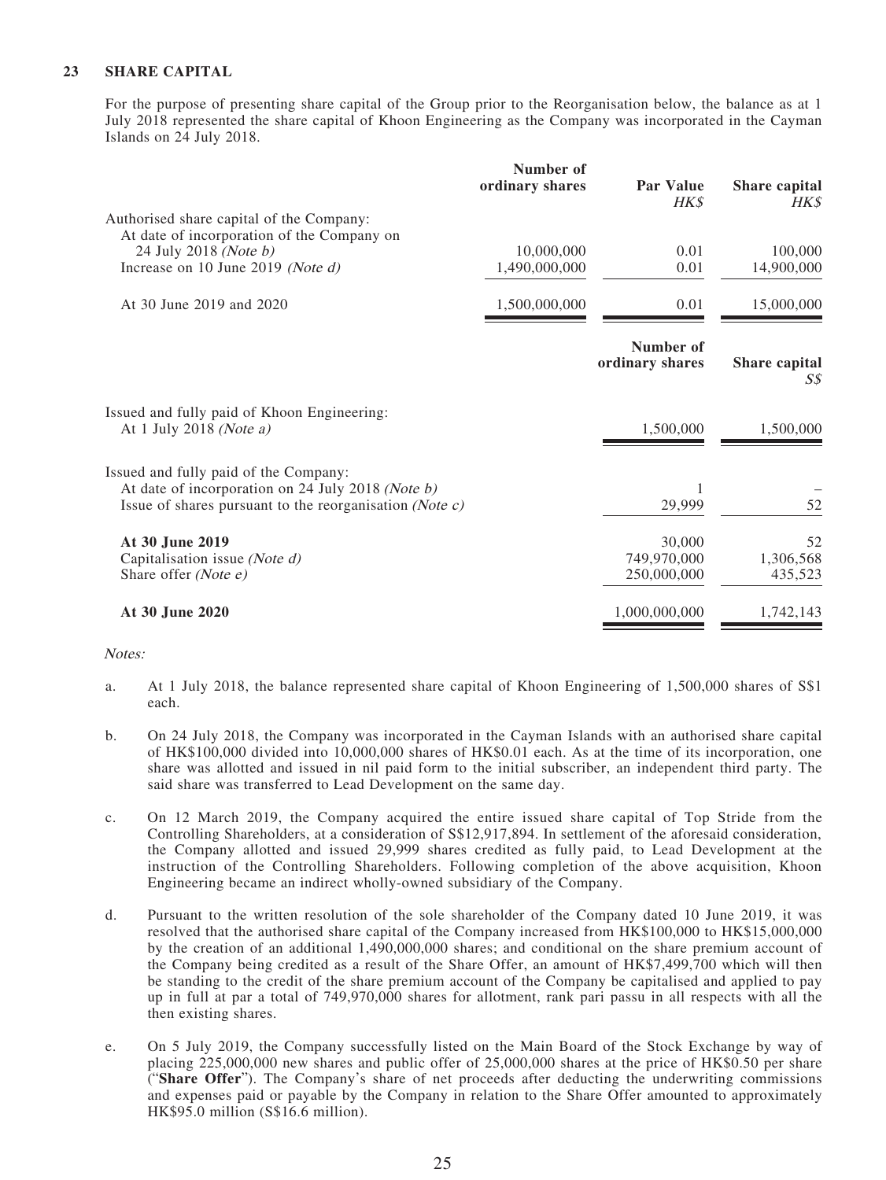## 23 SHARE CAPITAL

For the purpose of presenting share capital of the Group prior to the Reorganisation below, the balance as at 1 July 2018 represented the share capital of Khoon Engineering as the Company was incorporated in the Cayman Islands on 24 July 2018.

| | Number of ordinary shares | Par Value *HK$* | Share capital *HK$* |
|---|---|---|---|
| Authorised share capital of the Company: | | | |
| At date of incorporation of the Company on 24 July 2018 *(Note b)* | 10,000,000 | 0.01 | 100,000 |
| Increase on 10 June 2019 *(Note d)* | 1,490,000,000 | 0.01 | 14,900,000 |
| At 30 June 2019 and 2020 | 1,500,000,000 | 0.01 | 15,000,000 |

| | Number of ordinary shares | Share capital *S$* |
|---|---|---|
| Issued and fully paid of Khoon Engineering: | | |
| At 1 July 2018 *(Note a)* | 1,500,000 | 1,500,000 |
| Issued and fully paid of the Company: | | |
| At date of incorporation on 24 July 2018 *(Note b)* | 1 | – |
| Issue of shares pursuant to the reorganisation *(Note c)* | 29,999 | 52 |
| **At 30 June 2019** | 30,000 | 52 |
| Capitalisation issue *(Note d)* | 749,970,000 | 1,306,568 |
| Share offer *(Note e)* | 250,000,000 | 435,523 |
| **At 30 June 2020** | 1,000,000,000 | 1,742,143 |

*Notes:*

a. At 1 July 2018, the balance represented share capital of Khoon Engineering of 1,500,000 shares of S$1 each.

b. On 24 July 2018, the Company was incorporated in the Cayman Islands with an authorised share capital of HK$100,000 divided into 10,000,000 shares of HK$0.01 each. As at the time of its incorporation, one share was allotted and issued in nil paid form to the initial subscriber, an independent third party. The said share was transferred to Lead Development on the same day.

c. On 12 March 2019, the Company acquired the entire issued share capital of Top Stride from the Controlling Shareholders, at a consideration of S$12,917,894. In settlement of the aforesaid consideration, the Company allotted and issued 29,999 shares credited as fully paid, to Lead Development at the instruction of the Controlling Shareholders. Following completion of the above acquisition, Khoon Engineering became an indirect wholly-owned subsidiary of the Company.

d. Pursuant to the written resolution of the sole shareholder of the Company dated 10 June 2019, it was resolved that the authorised share capital of the Company increased from HK$100,000 to HK$15,000,000 by the creation of an additional 1,490,000,000 shares; and conditional on the share premium account of the Company being credited as a result of the Share Offer, an amount of HK$7,499,700 which will then be standing to the credit of the share premium account of the Company be capitalised and applied to pay up in full at par a total of 749,970,000 shares for allotment, rank pari passu in all respects with all the then existing shares.

e. On 5 July 2019, the Company successfully listed on the Main Board of the Stock Exchange by way of placing 225,000,000 new shares and public offer of 25,000,000 shares at the price of HK$0.50 per share ("**Share Offer**"). The Company's share of net proceeds after deducting the underwriting commissions and expenses paid or payable by the Company in relation to the Share Offer amounted to approximately HK$95.0 million (S$16.6 million).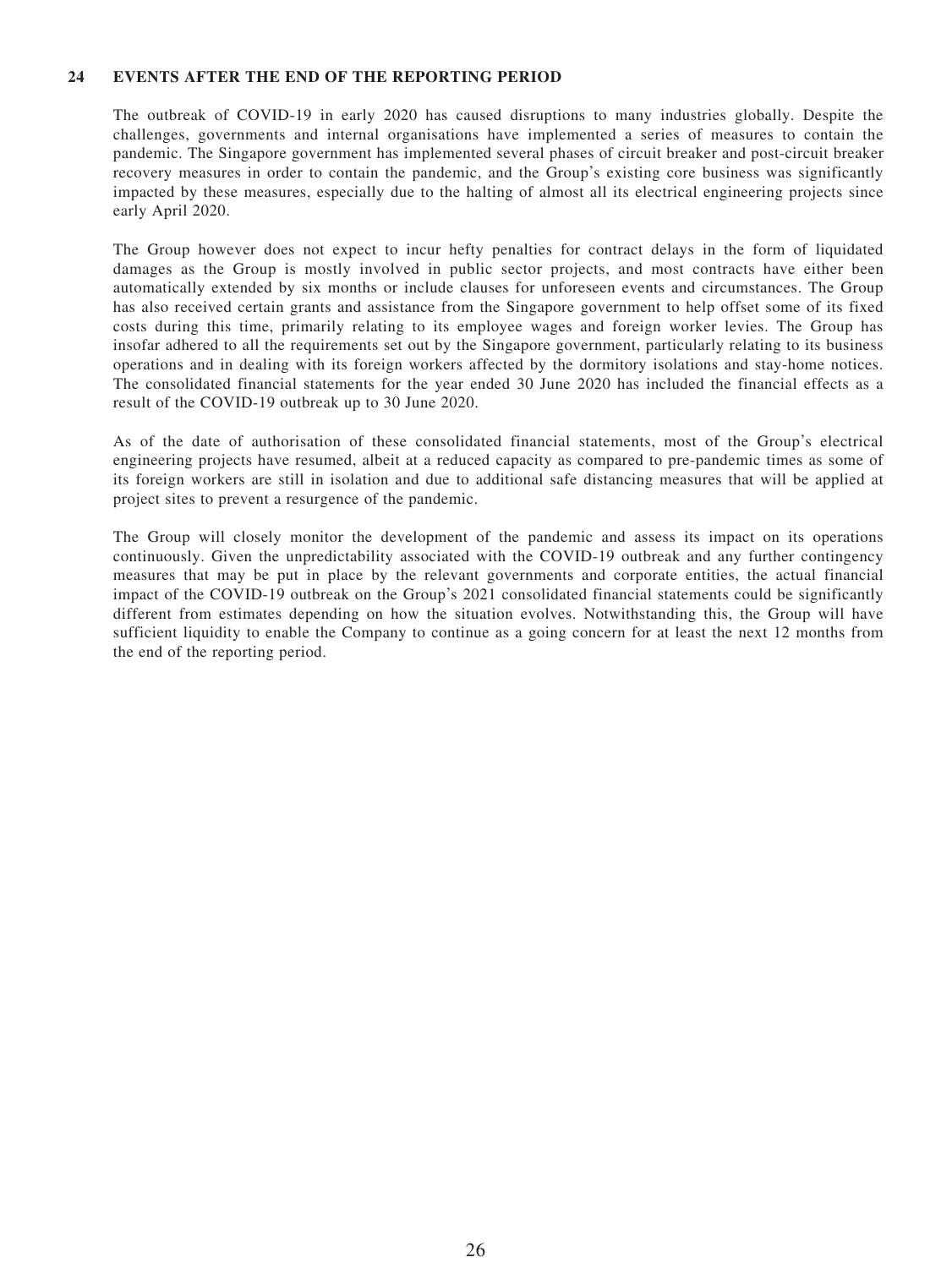## 24 EVENTS AFTER THE END OF THE REPORTING PERIOD

The outbreak of COVID-19 in early 2020 has caused disruptions to many industries globally. Despite the challenges, governments and internal organisations have implemented a series of measures to contain the pandemic. The Singapore government has implemented several phases of circuit breaker and post-circuit breaker recovery measures in order to contain the pandemic, and the Group's existing core business was significantly impacted by these measures, especially due to the halting of almost all its electrical engineering projects since early April 2020.

The Group however does not expect to incur hefty penalties for contract delays in the form of liquidated damages as the Group is mostly involved in public sector projects, and most contracts have either been automatically extended by six months or include clauses for unforeseen events and circumstances. The Group has also received certain grants and assistance from the Singapore government to help offset some of its fixed costs during this time, primarily relating to its employee wages and foreign worker levies. The Group has insofar adhered to all the requirements set out by the Singapore government, particularly relating to its business operations and in dealing with its foreign workers affected by the dormitory isolations and stay-home notices. The consolidated financial statements for the year ended 30 June 2020 has included the financial effects as a result of the COVID-19 outbreak up to 30 June 2020.

As of the date of authorisation of these consolidated financial statements, most of the Group's electrical engineering projects have resumed, albeit at a reduced capacity as compared to pre-pandemic times as some of its foreign workers are still in isolation and due to additional safe distancing measures that will be applied at project sites to prevent a resurgence of the pandemic.

The Group will closely monitor the development of the pandemic and assess its impact on its operations continuously. Given the unpredictability associated with the COVID-19 outbreak and any further contingency measures that may be put in place by the relevant governments and corporate entities, the actual financial impact of the COVID-19 outbreak on the Group's 2021 consolidated financial statements could be significantly different from estimates depending on how the situation evolves. Notwithstanding this, the Group will have sufficient liquidity to enable the Company to continue as a going concern for at least the next 12 months from the end of the reporting period.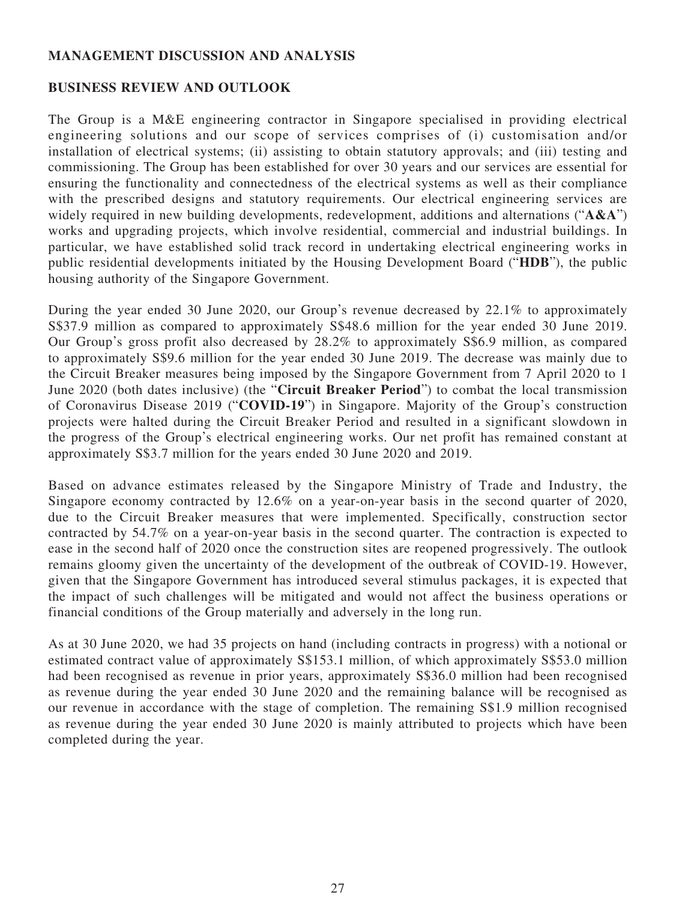## MANAGEMENT DISCUSSION AND ANALYSIS

### BUSINESS REVIEW AND OUTLOOK

The Group is a M&E engineering contractor in Singapore specialised in providing electrical engineering solutions and our scope of services comprises of (i) customisation and/or installation of electrical systems; (ii) assisting to obtain statutory approvals; and (iii) testing and commissioning. The Group has been established for over 30 years and our services are essential for ensuring the functionality and connectedness of the electrical systems as well as their compliance with the prescribed designs and statutory requirements. Our electrical engineering services are widely required in new building developments, redevelopment, additions and alternations ("**A&A**") works and upgrading projects, which involve residential, commercial and industrial buildings. In particular, we have established solid track record in undertaking electrical engineering works in public residential developments initiated by the Housing Development Board ("**HDB**"), the public housing authority of the Singapore Government.

During the year ended 30 June 2020, our Group's revenue decreased by 22.1% to approximately S$37.9 million as compared to approximately S$48.6 million for the year ended 30 June 2019. Our Group's gross profit also decreased by 28.2% to approximately S$6.9 million, as compared to approximately S$9.6 million for the year ended 30 June 2019. The decrease was mainly due to the Circuit Breaker measures being imposed by the Singapore Government from 7 April 2020 to 1 June 2020 (both dates inclusive) (the "**Circuit Breaker Period**") to combat the local transmission of Coronavirus Disease 2019 ("**COVID-19**") in Singapore. Majority of the Group's construction projects were halted during the Circuit Breaker Period and resulted in a significant slowdown in the progress of the Group's electrical engineering works. Our net profit has remained constant at approximately S$3.7 million for the years ended 30 June 2020 and 2019.

Based on advance estimates released by the Singapore Ministry of Trade and Industry, the Singapore economy contracted by 12.6% on a year-on-year basis in the second quarter of 2020, due to the Circuit Breaker measures that were implemented. Specifically, construction sector contracted by 54.7% on a year-on-year basis in the second quarter. The contraction is expected to ease in the second half of 2020 once the construction sites are reopened progressively. The outlook remains gloomy given the uncertainty of the development of the outbreak of COVID-19. However, given that the Singapore Government has introduced several stimulus packages, it is expected that the impact of such challenges will be mitigated and would not affect the business operations or financial conditions of the Group materially and adversely in the long run.

As at 30 June 2020, we had 35 projects on hand (including contracts in progress) with a notional or estimated contract value of approximately S$153.1 million, of which approximately S$53.0 million had been recognised as revenue in prior years, approximately S$36.0 million had been recognised as revenue during the year ended 30 June 2020 and the remaining balance will be recognised as our revenue in accordance with the stage of completion. The remaining S$1.9 million recognised as revenue during the year ended 30 June 2020 is mainly attributed to projects which have been completed during the year.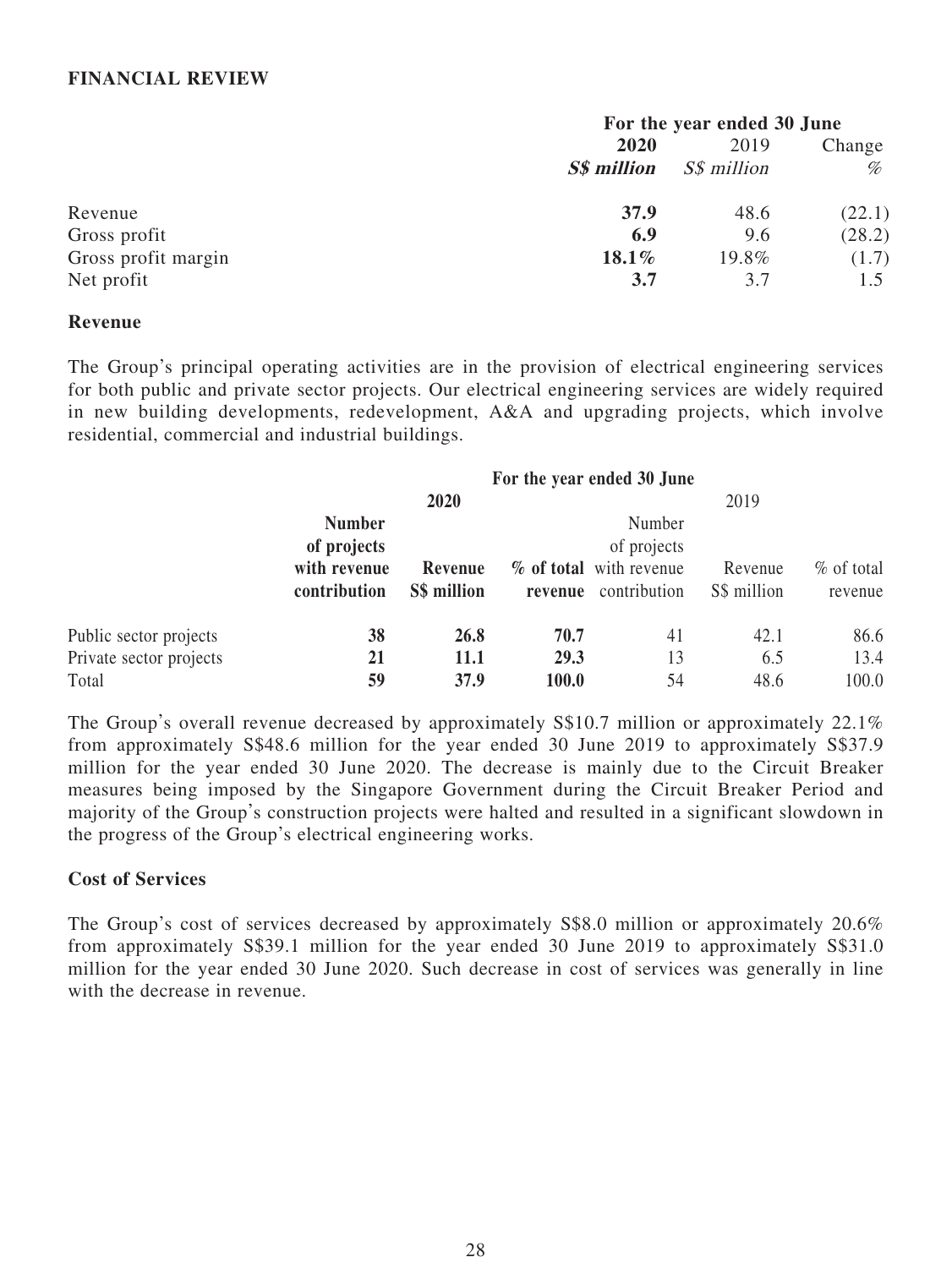## FINANCIAL REVIEW

| | For the year ended 30 June | | |
|---|---|---|---|
| | **2020** | 2019 | Change |
| | ***S$ million*** | *S$ million* | *%* |
| Revenue | **37.9** | 48.6 | (22.1) |
| Gross profit | **6.9** | 9.6 | (28.2) |
| Gross profit margin | **18.1%** | 19.8% | (1.7) |
| Net profit | **3.7** | 3.7 | 1.5 |

### Revenue

The Group's principal operating activities are in the provision of electrical engineering services for both public and private sector projects. Our electrical engineering services are widely required in new building developments, redevelopment, A&A and upgrading projects, which involve residential, commercial and industrial buildings.

| | For the year ended 30 June | | | | | |
|---|---|---|---|---|---|---|
| | **2020** | | | 2019 | | |
| | **Number of projects with revenue contribution** | **Revenue S$ million** | **% of total revenue** | Number of projects with revenue contribution | Revenue S$ million | % of total revenue |
| Public sector projects | **38** | **26.8** | **70.7** | 41 | 42.1 | 86.6 |
| Private sector projects | **21** | **11.1** | **29.3** | 13 | 6.5 | 13.4 |
| Total | **59** | **37.9** | **100.0** | 54 | 48.6 | 100.0 |

The Group's overall revenue decreased by approximately S$10.7 million or approximately 22.1% from approximately S$48.6 million for the year ended 30 June 2019 to approximately S$37.9 million for the year ended 30 June 2020. The decrease is mainly due to the Circuit Breaker measures being imposed by the Singapore Government during the Circuit Breaker Period and majority of the Group's construction projects were halted and resulted in a significant slowdown in the progress of the Group's electrical engineering works.

### Cost of Services

The Group's cost of services decreased by approximately S$8.0 million or approximately 20.6% from approximately S$39.1 million for the year ended 30 June 2019 to approximately S$31.0 million for the year ended 30 June 2020. Such decrease in cost of services was generally in line with the decrease in revenue.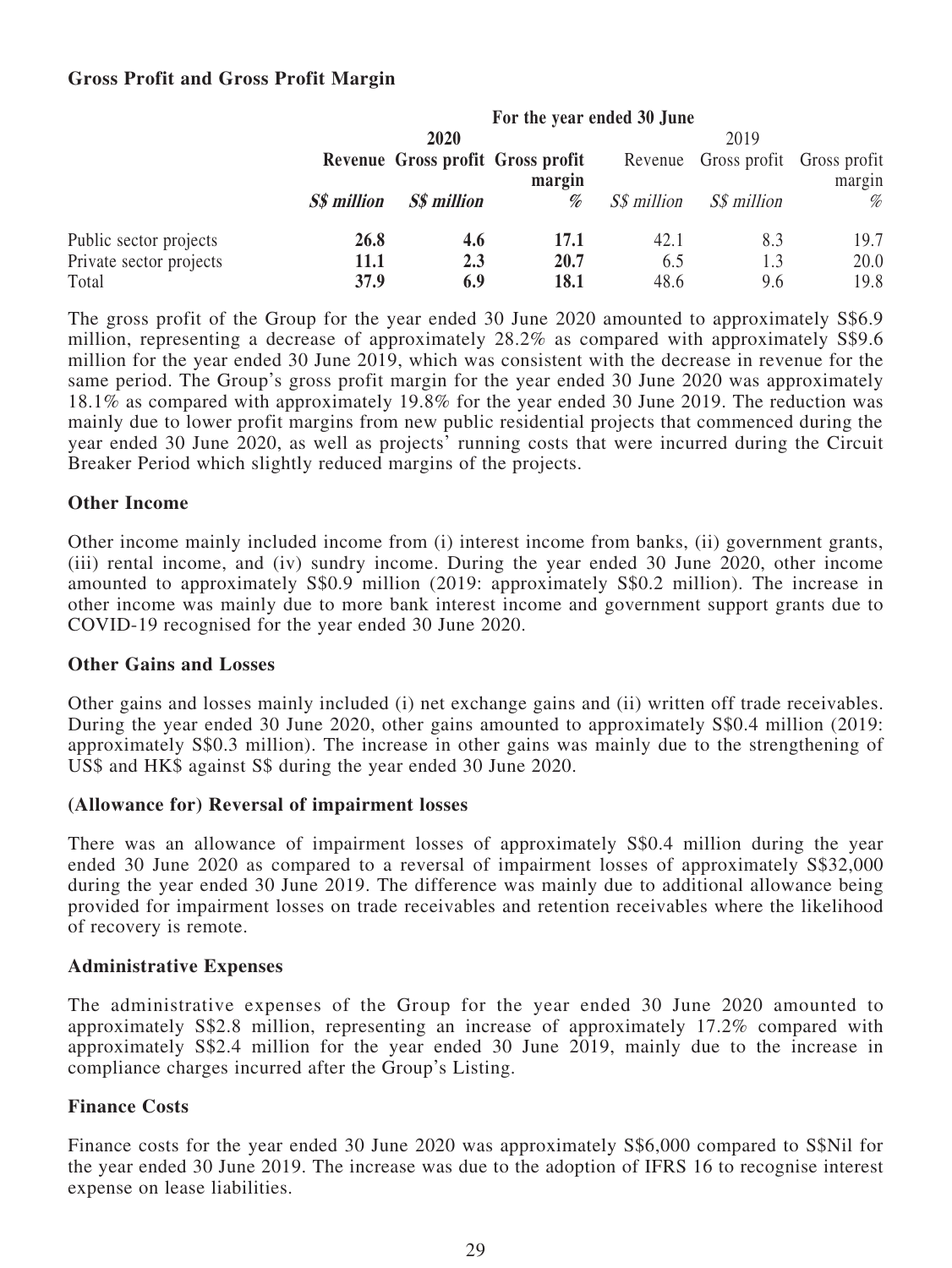### Gross Profit and Gross Profit Margin

| | For the year ended 30 June | | | | | |
|---|---|---|---|---|---|---|
| | **2020** | | | 2019 | | |
| | **Revenue** | **Gross profit** | **Gross profit margin** | Revenue | Gross profit | Gross profit margin |
| | ***S$ million*** | ***S$ million*** | ***%*** | *S$ million* | *S$ million* | *%* |
| Public sector projects | **26.8** | **4.6** | **17.1** | 42.1 | 8.3 | 19.7 |
| Private sector projects | **11.1** | **2.3** | **20.7** | 6.5 | 1.3 | 20.0 |
| Total | **37.9** | **6.9** | **18.1** | 48.6 | 9.6 | 19.8 |

The gross profit of the Group for the year ended 30 June 2020 amounted to approximately S$6.9 million, representing a decrease of approximately 28.2% as compared with approximately S$9.6 million for the year ended 30 June 2019, which was consistent with the decrease in revenue for the same period. The Group's gross profit margin for the year ended 30 June 2020 was approximately 18.1% as compared with approximately 19.8% for the year ended 30 June 2019. The reduction was mainly due to lower profit margins from new public residential projects that commenced during the year ended 30 June 2020, as well as projects' running costs that were incurred during the Circuit Breaker Period which slightly reduced margins of the projects.

### Other Income

Other income mainly included income from (i) interest income from banks, (ii) government grants, (iii) rental income, and (iv) sundry income. During the year ended 30 June 2020, other income amounted to approximately S$0.9 million (2019: approximately S$0.2 million). The increase in other income was mainly due to more bank interest income and government support grants due to COVID-19 recognised for the year ended 30 June 2020.

### Other Gains and Losses

Other gains and losses mainly included (i) net exchange gains and (ii) written off trade receivables. During the year ended 30 June 2020, other gains amounted to approximately S$0.4 million (2019: approximately S$0.3 million). The increase in other gains was mainly due to the strengthening of US$ and HK$ against S$ during the year ended 30 June 2020.

### (Allowance for) Reversal of impairment losses

There was an allowance of impairment losses of approximately S$0.4 million during the year ended 30 June 2020 as compared to a reversal of impairment losses of approximately S$32,000 during the year ended 30 June 2019. The difference was mainly due to additional allowance being provided for impairment losses on trade receivables and retention receivables where the likelihood of recovery is remote.

### Administrative Expenses

The administrative expenses of the Group for the year ended 30 June 2020 amounted to approximately S$2.8 million, representing an increase of approximately 17.2% compared with approximately S$2.4 million for the year ended 30 June 2019, mainly due to the increase in compliance charges incurred after the Group's Listing.

### Finance Costs

Finance costs for the year ended 30 June 2020 was approximately S$6,000 compared to S$Nil for the year ended 30 June 2019. The increase was due to the adoption of IFRS 16 to recognise interest expense on lease liabilities.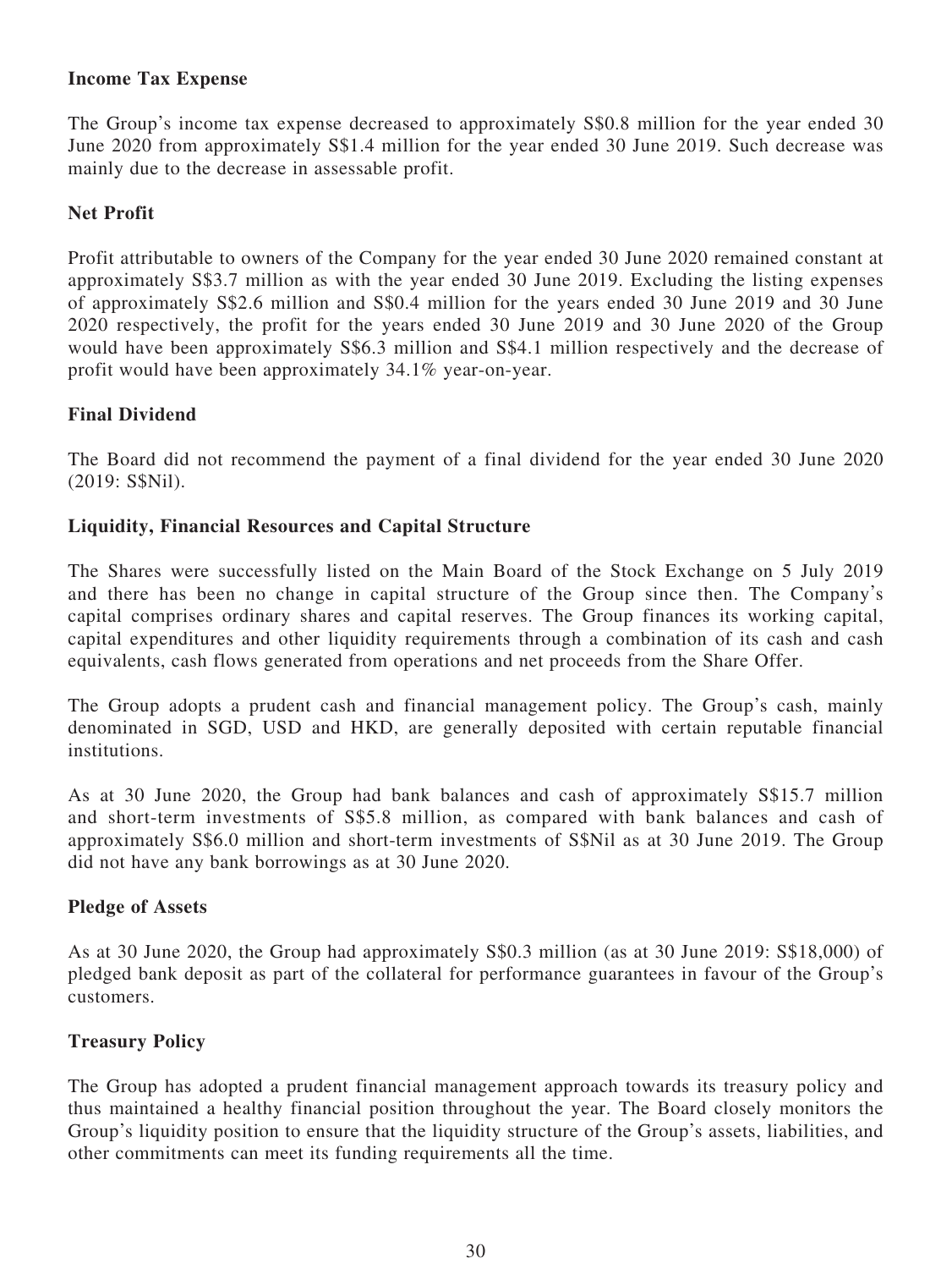**Income Tax Expense**

The Group's income tax expense decreased to approximately S$0.8 million for the year ended 30 June 2020 from approximately S$1.4 million for the year ended 30 June 2019. Such decrease was mainly due to the decrease in assessable profit.

**Net Profit**

Profit attributable to owners of the Company for the year ended 30 June 2020 remained constant at approximately S$3.7 million as with the year ended 30 June 2019. Excluding the listing expenses of approximately S$2.6 million and S$0.4 million for the years ended 30 June 2019 and 30 June 2020 respectively, the profit for the years ended 30 June 2019 and 30 June 2020 of the Group would have been approximately S$6.3 million and S$4.1 million respectively and the decrease of profit would have been approximately 34.1% year-on-year.

**Final Dividend**

The Board did not recommend the payment of a final dividend for the year ended 30 June 2020 (2019: S$Nil).

**Liquidity, Financial Resources and Capital Structure**

The Shares were successfully listed on the Main Board of the Stock Exchange on 5 July 2019 and there has been no change in capital structure of the Group since then. The Company's capital comprises ordinary shares and capital reserves. The Group finances its working capital, capital expenditures and other liquidity requirements through a combination of its cash and cash equivalents, cash flows generated from operations and net proceeds from the Share Offer.

The Group adopts a prudent cash and financial management policy. The Group's cash, mainly denominated in SGD, USD and HKD, are generally deposited with certain reputable financial institutions.

As at 30 June 2020, the Group had bank balances and cash of approximately S$15.7 million and short-term investments of S$5.8 million, as compared with bank balances and cash of approximately S$6.0 million and short-term investments of S$Nil as at 30 June 2019. The Group did not have any bank borrowings as at 30 June 2020.

**Pledge of Assets**

As at 30 June 2020, the Group had approximately S$0.3 million (as at 30 June 2019: S$18,000) of pledged bank deposit as part of the collateral for performance guarantees in favour of the Group's customers.

**Treasury Policy**

The Group has adopted a prudent financial management approach towards its treasury policy and thus maintained a healthy financial position throughout the year. The Board closely monitors the Group's liquidity position to ensure that the liquidity structure of the Group's assets, liabilities, and other commitments can meet its funding requirements all the time.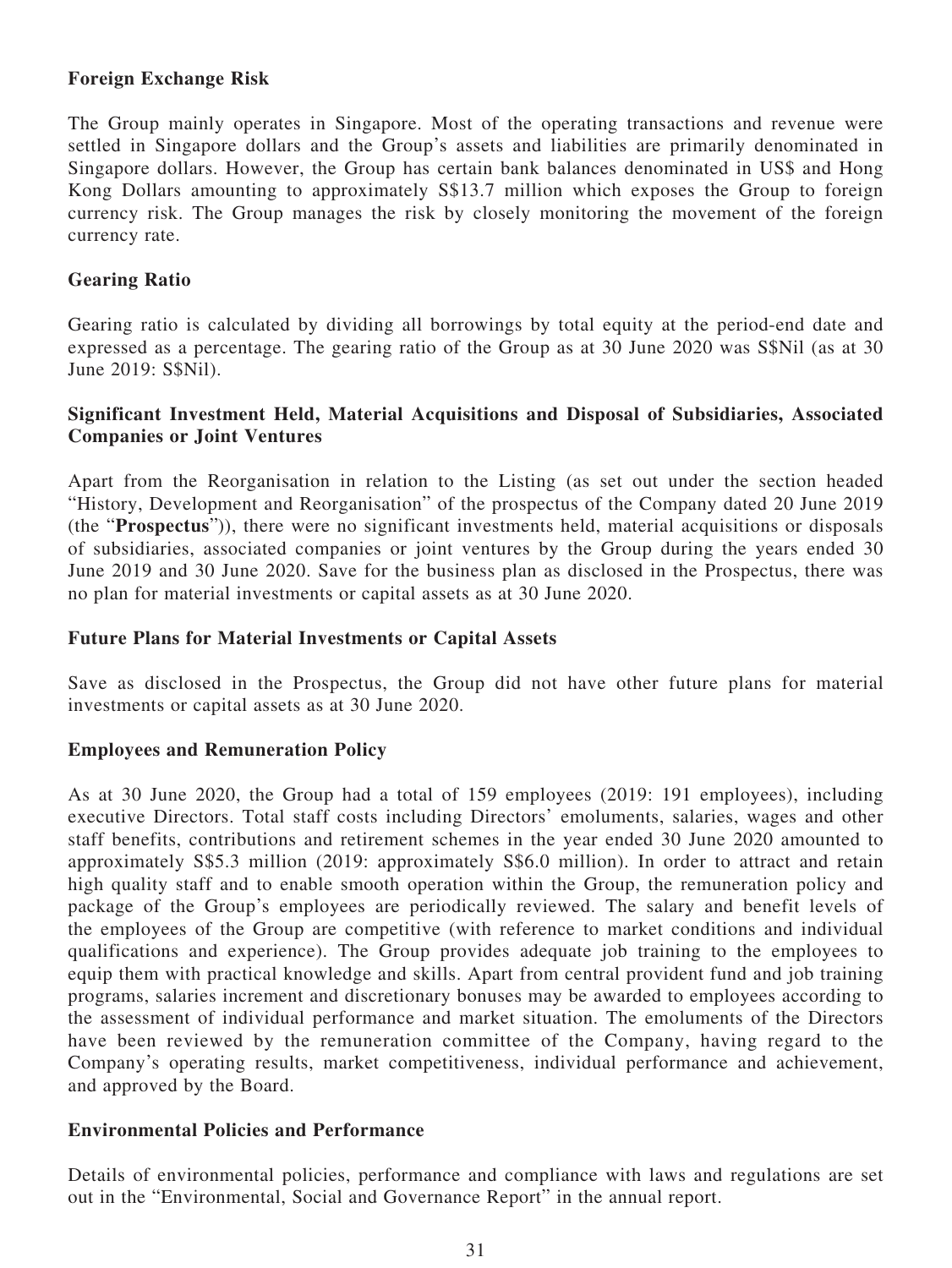**Foreign Exchange Risk**

The Group mainly operates in Singapore. Most of the operating transactions and revenue were settled in Singapore dollars and the Group's assets and liabilities are primarily denominated in Singapore dollars. However, the Group has certain bank balances denominated in US$ and Hong Kong Dollars amounting to approximately S$13.7 million which exposes the Group to foreign currency risk. The Group manages the risk by closely monitoring the movement of the foreign currency rate.

**Gearing Ratio**

Gearing ratio is calculated by dividing all borrowings by total equity at the period-end date and expressed as a percentage. The gearing ratio of the Group as at 30 June 2020 was S$Nil (as at 30 June 2019: S$Nil).

**Significant Investment Held, Material Acquisitions and Disposal of Subsidiaries, Associated Companies or Joint Ventures**

Apart from the Reorganisation in relation to the Listing (as set out under the section headed "History, Development and Reorganisation" of the prospectus of the Company dated 20 June 2019 (the "**Prospectus**")), there were no significant investments held, material acquisitions or disposals of subsidiaries, associated companies or joint ventures by the Group during the years ended 30 June 2019 and 30 June 2020. Save for the business plan as disclosed in the Prospectus, there was no plan for material investments or capital assets as at 30 June 2020.

**Future Plans for Material Investments or Capital Assets**

Save as disclosed in the Prospectus, the Group did not have other future plans for material investments or capital assets as at 30 June 2020.

**Employees and Remuneration Policy**

As at 30 June 2020, the Group had a total of 159 employees (2019: 191 employees), including executive Directors. Total staff costs including Directors' emoluments, salaries, wages and other staff benefits, contributions and retirement schemes in the year ended 30 June 2020 amounted to approximately S$5.3 million (2019: approximately S$6.0 million). In order to attract and retain high quality staff and to enable smooth operation within the Group, the remuneration policy and package of the Group's employees are periodically reviewed. The salary and benefit levels of the employees of the Group are competitive (with reference to market conditions and individual qualifications and experience). The Group provides adequate job training to the employees to equip them with practical knowledge and skills. Apart from central provident fund and job training programs, salaries increment and discretionary bonuses may be awarded to employees according to the assessment of individual performance and market situation. The emoluments of the Directors have been reviewed by the remuneration committee of the Company, having regard to the Company's operating results, market competitiveness, individual performance and achievement, and approved by the Board.

**Environmental Policies and Performance**

Details of environmental policies, performance and compliance with laws and regulations are set out in the "Environmental, Social and Governance Report" in the annual report.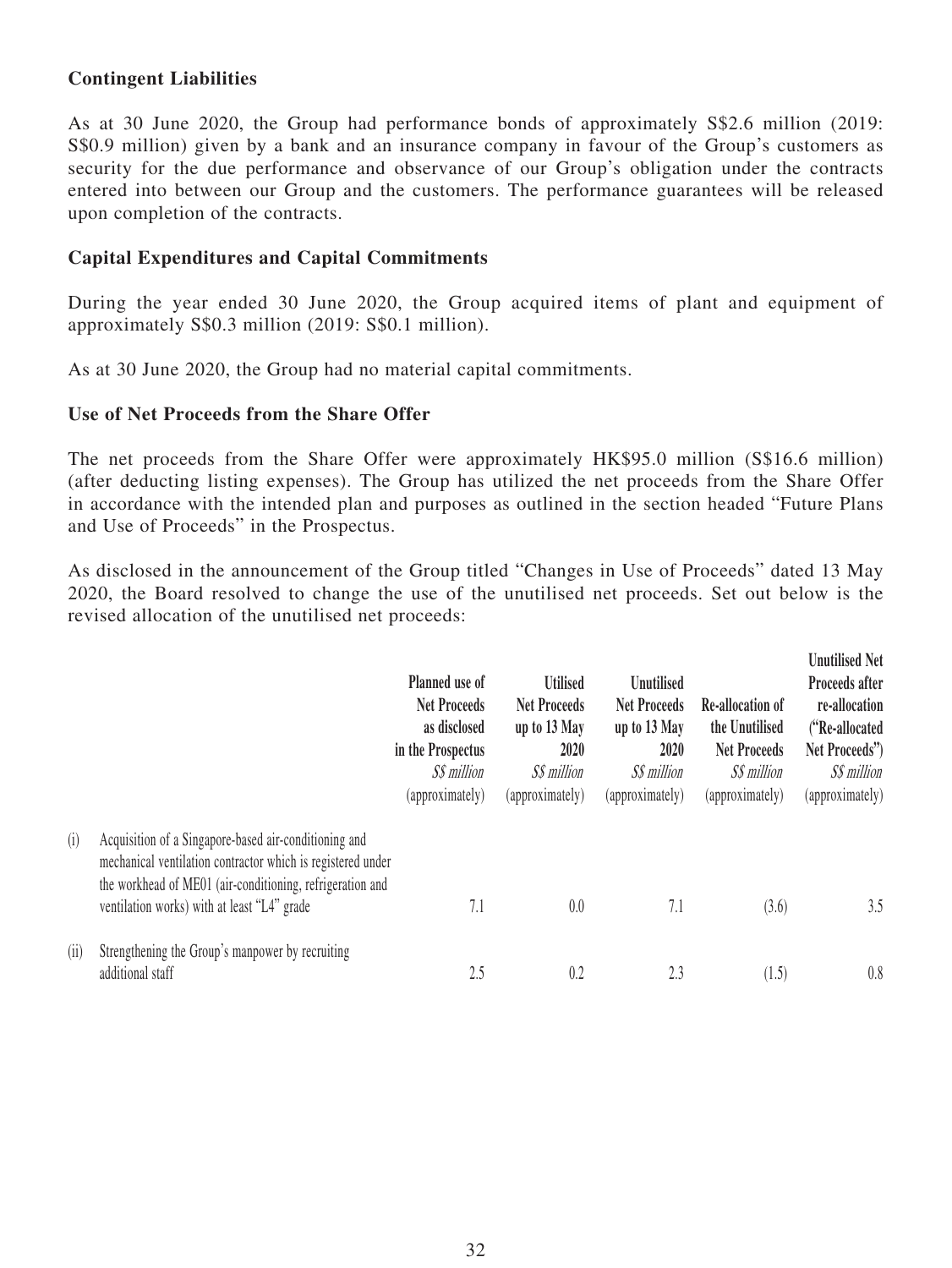**Contingent Liabilities**

As at 30 June 2020, the Group had performance bonds of approximately S$2.6 million (2019: S$0.9 million) given by a bank and an insurance company in favour of the Group's customers as security for the due performance and observance of our Group's obligation under the contracts entered into between our Group and the customers. The performance guarantees will be released upon completion of the contracts.

**Capital Expenditures and Capital Commitments**

During the year ended 30 June 2020, the Group acquired items of plant and equipment of approximately S$0.3 million (2019: S$0.1 million).

As at 30 June 2020, the Group had no material capital commitments.

**Use of Net Proceeds from the Share Offer**

The net proceeds from the Share Offer were approximately HK$95.0 million (S$16.6 million) (after deducting listing expenses). The Group has utilized the net proceeds from the Share Offer in accordance with the intended plan and purposes as outlined in the section headed "Future Plans and Use of Proceeds" in the Prospectus.

As disclosed in the announcement of the Group titled "Changes in Use of Proceeds" dated 13 May 2020, the Board resolved to change the use of the unutilised net proceeds. Set out below is the revised allocation of the unutilised net proceeds:

| | | Planned use of Net Proceeds as disclosed in the Prospectus *S$ million* (approximately) | Utilised Net Proceeds up to 13 May 2020 *S$ million* (approximately) | Unutilised Net Proceeds up to 13 May 2020 *S$ million* (approximately) | Re-allocation of the Unutilised Net Proceeds *S$ million* (approximately) | Unutilised Net Proceeds after re-allocation ("Re-allocated Net Proceeds") *S$ million* (approximately) |
|---|---|---|---|---|---|---|
| (i) | Acquisition of a Singapore-based air-conditioning and mechanical ventilation contractor which is registered under the workhead of ME01 (air-conditioning, refrigeration and ventilation works) with at least "L4" grade | 7.1 | 0.0 | 7.1 | (3.6) | 3.5 |
| (ii) | Strengthening the Group's manpower by recruiting additional staff | 2.5 | 0.2 | 2.3 | (1.5) | 0.8 |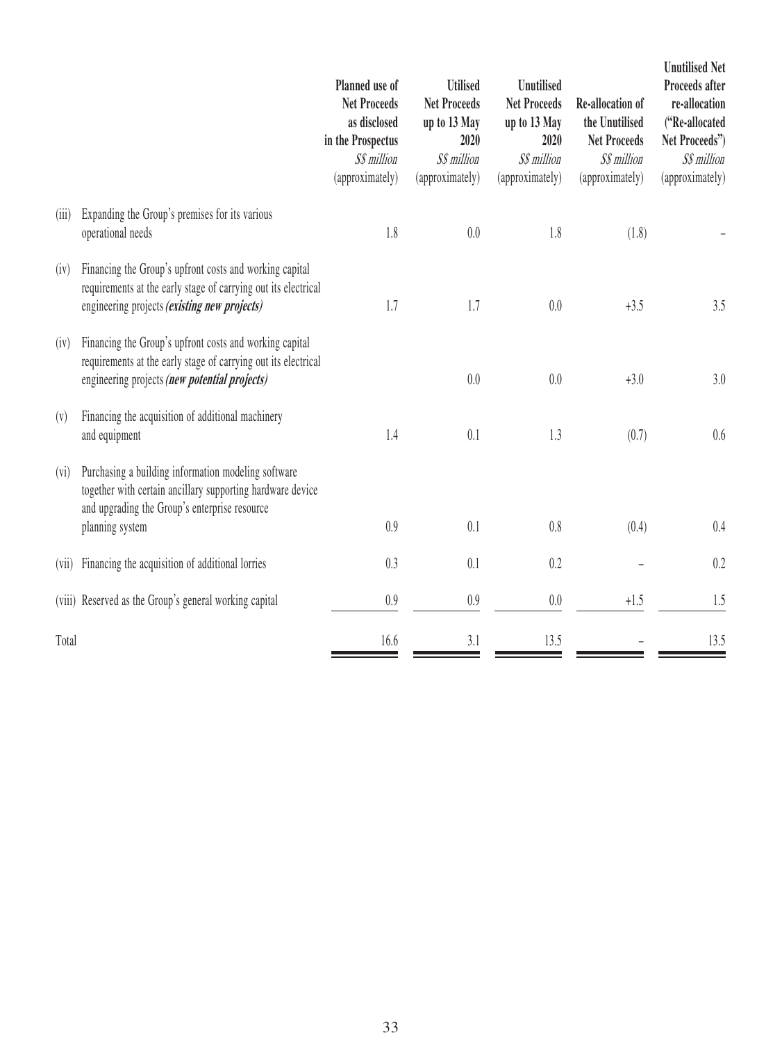| | | Planned use of Net Proceeds as disclosed in the Prospectus *S$ million* (approximately) | Utilised Net Proceeds up to 13 May 2020 *S$ million* (approximately) | Unutilised Net Proceeds up to 13 May 2020 *S$ million* (approximately) | Re-allocation of the Unutilised Net Proceeds *S$ million* (approximately) | Unutilised Net Proceeds after re-allocation ("Re-allocated Net Proceeds") *S$ million* (approximately) |
|---|---|---|---|---|---|---|
| (iii) | Expanding the Group's premises for its various operational needs | 1.8 | 0.0 | 1.8 | (1.8) | – |
| (iv) | Financing the Group's upfront costs and working capital requirements at the early stage of carrying out its electrical engineering projects ***(existing new projects)*** | 1.7 | 1.7 | 0.0 | +3.5 | 3.5 |
| (iv) | Financing the Group's upfront costs and working capital requirements at the early stage of carrying out its electrical engineering projects ***(new potential projects)*** | | 0.0 | 0.0 | +3.0 | 3.0 |
| (v) | Financing the acquisition of additional machinery and equipment | 1.4 | 0.1 | 1.3 | (0.7) | 0.6 |
| (vi) | Purchasing a building information modeling software together with certain ancillary supporting hardware device and upgrading the Group's enterprise resource planning system | 0.9 | 0.1 | 0.8 | (0.4) | 0.4 |
| (vii) | Financing the acquisition of additional lorries | 0.3 | 0.1 | 0.2 | – | 0.2 |
| (viii) | Reserved as the Group's general working capital | 0.9 | 0.9 | 0.0 | +1.5 | 1.5 |
| Total | | 16.6 | 3.1 | 13.5 | – | 13.5 |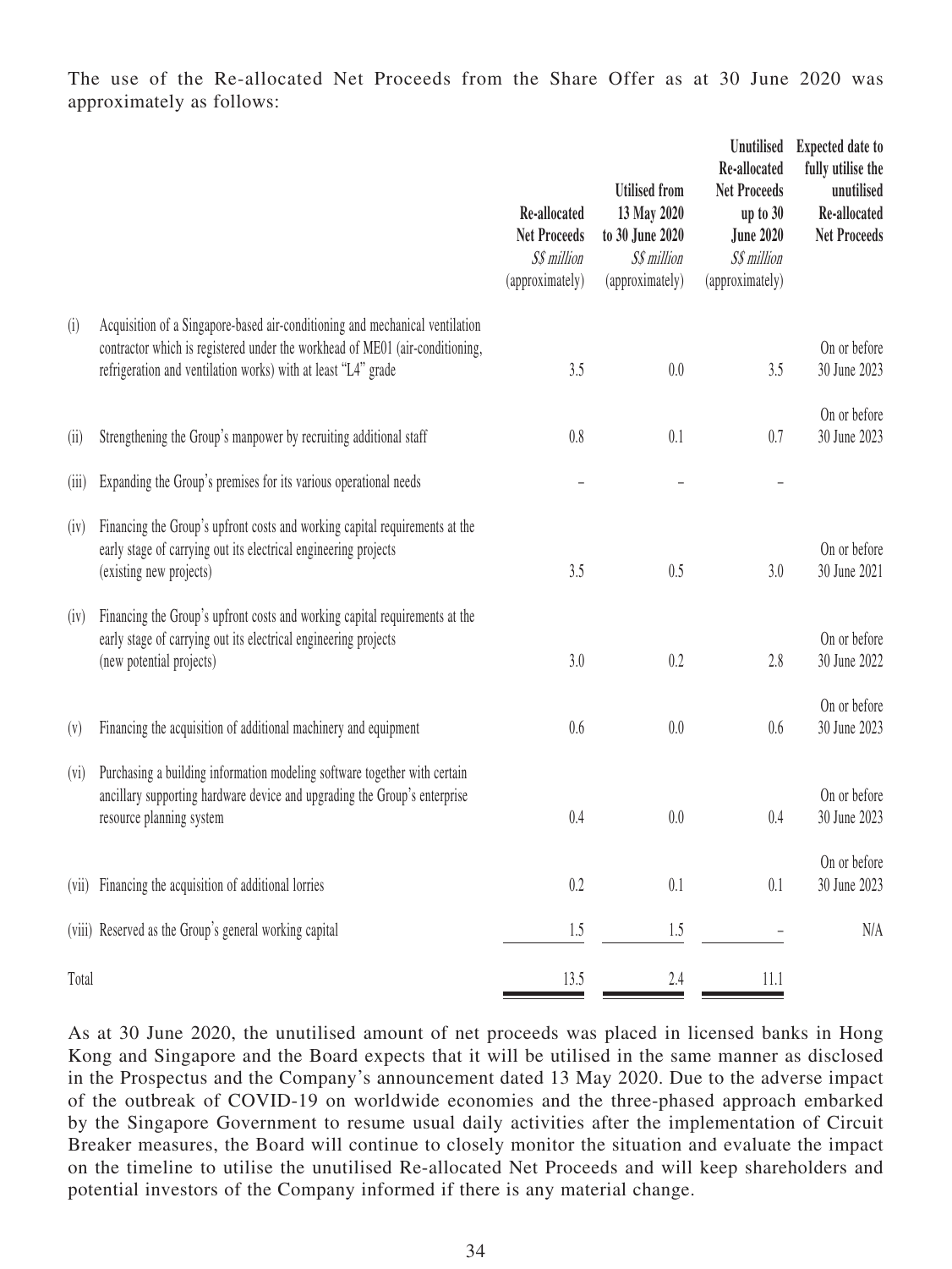The use of the Re-allocated Net Proceeds from the Share Offer as at 30 June 2020 was approximately as follows:

| | | Re-allocated Net Proceeds *S$ million* (approximately) | Utilised from 13 May 2020 to 30 June 2020 *S$ million* (approximately) | Unutilised Re-allocated Net Proceeds up to 30 June 2020 *S$ million* (approximately) | Expected date to fully utilise the unutilised Re-allocated Net Proceeds |
|---|---|---|---|---|---|
| (i) | Acquisition of a Singapore-based air-conditioning and mechanical ventilation contractor which is registered under the workhead of ME01 (air-conditioning, refrigeration and ventilation works) with at least "L4" grade | 3.5 | 0.0 | 3.5 | On or before 30 June 2023 |
| (ii) | Strengthening the Group's manpower by recruiting additional staff | 0.8 | 0.1 | 0.7 | On or before 30 June 2023 |
| (iii) | Expanding the Group's premises for its various operational needs | – | – | – | |
| (iv) | Financing the Group's upfront costs and working capital requirements at the early stage of carrying out its electrical engineering projects (existing new projects) | 3.5 | 0.5 | 3.0 | On or before 30 June 2021 |
| (iv) | Financing the Group's upfront costs and working capital requirements at the early stage of carrying out its electrical engineering projects (new potential projects) | 3.0 | 0.2 | 2.8 | On or before 30 June 2022 |
| (v) | Financing the acquisition of additional machinery and equipment | 0.6 | 0.0 | 0.6 | On or before 30 June 2023 |
| (vi) | Purchasing a building information modeling software together with certain ancillary supporting hardware device and upgrading the Group's enterprise resource planning system | 0.4 | 0.0 | 0.4 | On or before 30 June 2023 |
| (vii) | Financing the acquisition of additional lorries | 0.2 | 0.1 | 0.1 | On or before 30 June 2023 |
| (viii) | Reserved as the Group's general working capital | 1.5 | 1.5 | – | N/A |
| Total | | 13.5 | 2.4 | 11.1 | |

As at 30 June 2020, the unutilised amount of net proceeds was placed in licensed banks in Hong Kong and Singapore and the Board expects that it will be utilised in the same manner as disclosed in the Prospectus and the Company's announcement dated 13 May 2020. Due to the adverse impact of the outbreak of COVID-19 on worldwide economies and the three-phased approach embarked by the Singapore Government to resume usual daily activities after the implementation of Circuit Breaker measures, the Board will continue to closely monitor the situation and evaluate the impact on the timeline to utilise the unutilised Re-allocated Net Proceeds and will keep shareholders and potential investors of the Company informed if there is any material change.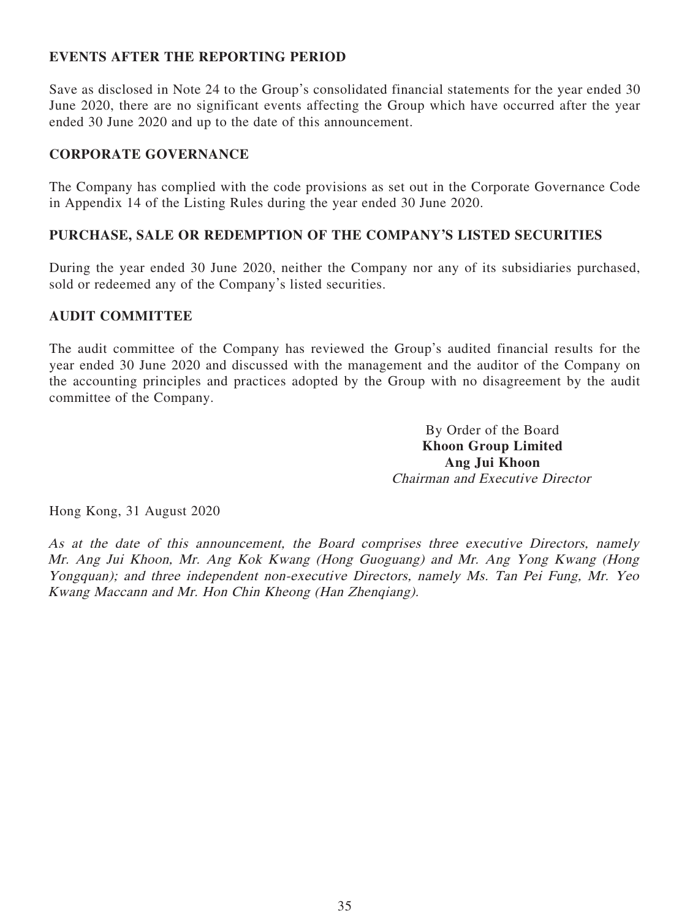## EVENTS AFTER THE REPORTING PERIOD

Save as disclosed in Note 24 to the Group's consolidated financial statements for the year ended 30 June 2020, there are no significant events affecting the Group which have occurred after the year ended 30 June 2020 and up to the date of this announcement.

## CORPORATE GOVERNANCE

The Company has complied with the code provisions as set out in the Corporate Governance Code in Appendix 14 of the Listing Rules during the year ended 30 June 2020.

## PURCHASE, SALE OR REDEMPTION OF THE COMPANY'S LISTED SECURITIES

During the year ended 30 June 2020, neither the Company nor any of its subsidiaries purchased, sold or redeemed any of the Company's listed securities.

## AUDIT COMMITTEE

The audit committee of the Company has reviewed the Group's audited financial results for the year ended 30 June 2020 and discussed with the management and the auditor of the Company on the accounting principles and practices adopted by the Group with no disagreement by the audit committee of the Company.

By Order of the Board
**Khoon Group Limited**
**Ang Jui Khoon**
*Chairman and Executive Director*

Hong Kong, 31 August 2020

*As at the date of this announcement, the Board comprises three executive Directors, namely Mr. Ang Jui Khoon, Mr. Ang Kok Kwang (Hong Guoguang) and Mr. Ang Yong Kwang (Hong Yongquan); and three independent non-executive Directors, namely Ms. Tan Pei Fung, Mr. Yeo Kwang Maccann and Mr. Hon Chin Kheong (Han Zhenqiang).*